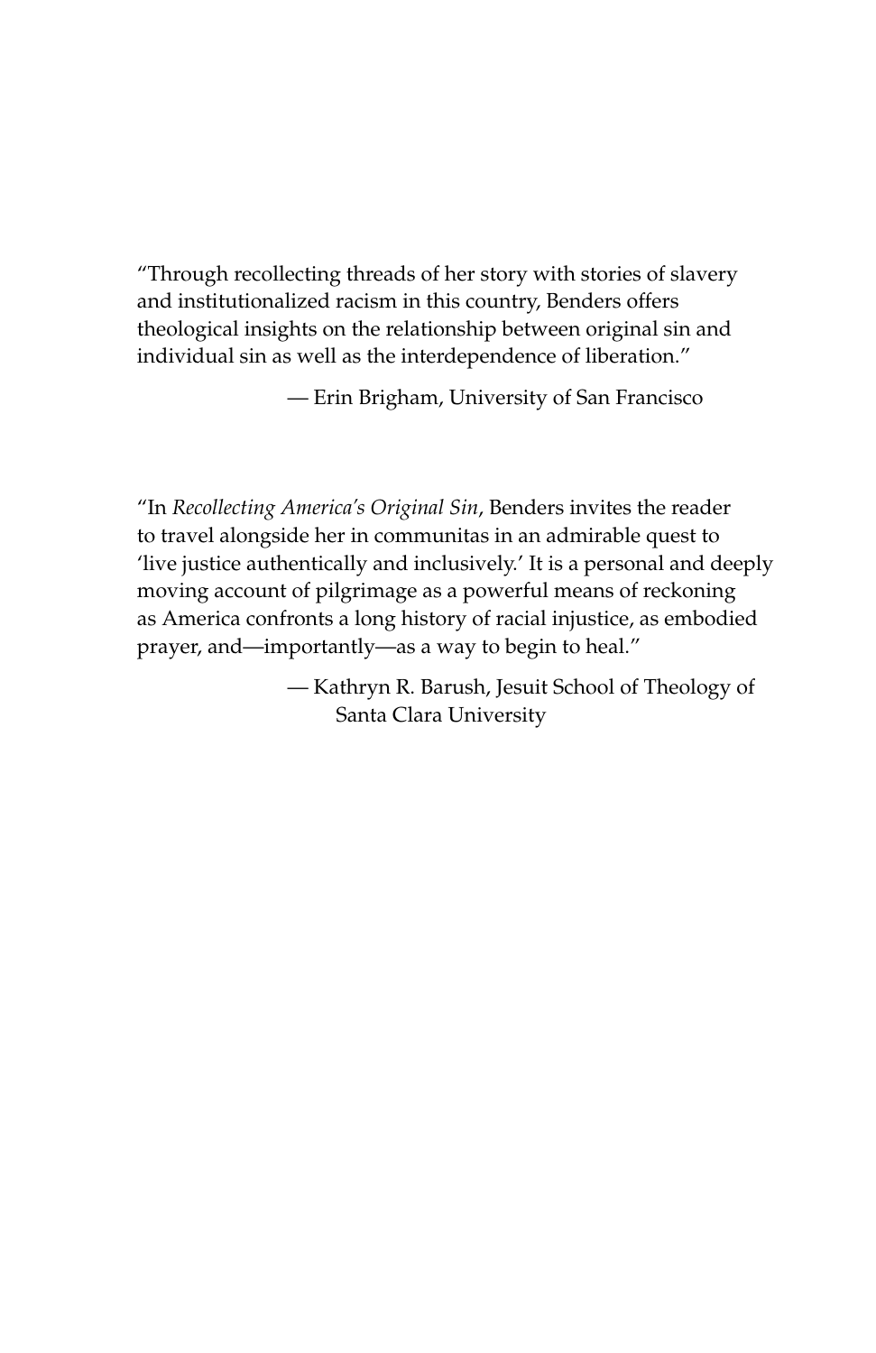"Through recollecting threads of her story with stories of slavery and institutionalized racism in this country, Benders offers theological insights on the relationship between original sin and individual sin as well as the interdependence of liberation."

— Erin Brigham, University of San Francisco

"In *Recollecting America's Original Sin*, Benders invites the reader to travel alongside her in communitas in an admirable quest to 'live justice authentically and inclusively.' It is a personal and deeply moving account of pilgrimage as a powerful means of reckoning as America confronts a long history of racial injustice, as embodied prayer, and—importantly—as a way to begin to heal."

— Kathryn R. Barush, Jesuit School of Theology of Santa Clara University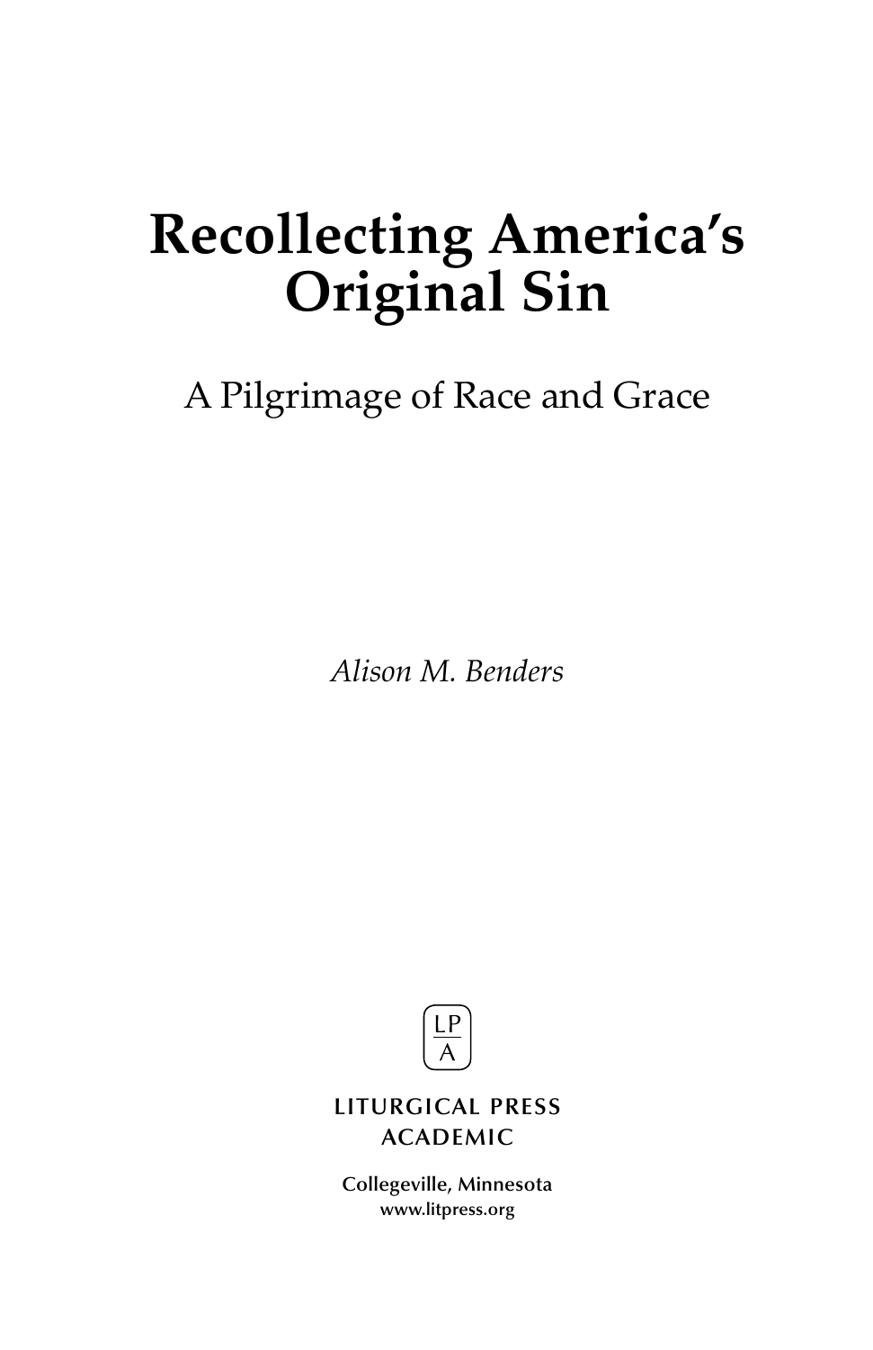# Recollecting America's Original Sin

## A Pilgrimage of Race and Grace

*Alison M. Benders*

LP
A

LITURGICAL PRESS
ACADEMIC

Collegeville, Minnesota
www.litpress.org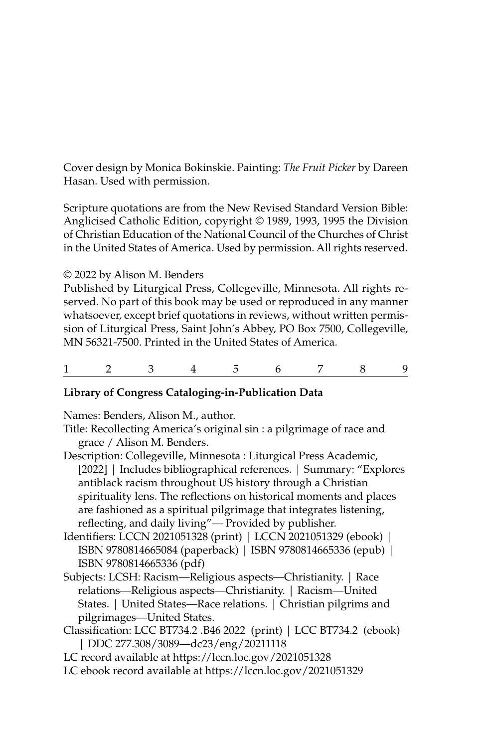Cover design by Monica Bokinskie. Painting: *The Fruit Picker* by Dareen Hasan. Used with permission.

Scripture quotations are from the New Revised Standard Version Bible: Anglicised Catholic Edition, copyright © 1989, 1993, 1995 the Division of Christian Education of the National Council of the Churches of Christ in the United States of America. Used by permission. All rights reserved.

© 2022 by Alison M. Benders

Published by Liturgical Press, Collegeville, Minnesota. All rights reserved. No part of this book may be used or reproduced in any manner whatsoever, except brief quotations in reviews, without written permission of Liturgical Press, Saint John's Abbey, PO Box 7500, Collegeville, MN 56321-7500. Printed in the United States of America.

1 2 3 4 5 6 7 8 9

**Library of Congress Cataloging-in-Publication Data**

Names: Benders, Alison M., author.

Title: Recollecting America's original sin : a pilgrimage of race and grace / Alison M. Benders.

Description: Collegeville, Minnesota : Liturgical Press Academic, [2022] | Includes bibliographical references. | Summary: "Explores antiblack racism throughout US history through a Christian spirituality lens. The reflections on historical moments and places are fashioned as a spiritual pilgrimage that integrates listening, reflecting, and daily living"— Provided by publisher.

Identifiers: LCCN 2021051328 (print) | LCCN 2021051329 (ebook) | ISBN 9780814665084 (paperback) | ISBN 9780814665336 (epub) | ISBN 9780814665336 (pdf)

Subjects: LCSH: Racism—Religious aspects—Christianity. | Race relations—Religious aspects—Christianity. | Racism—United States. | United States—Race relations. | Christian pilgrims and pilgrimages—United States.

Classification: LCC BT734.2 .B46 2022 (print) | LCC BT734.2 (ebook) | DDC 277.308/3089—dc23/eng/20211118

LC record available at https://lccn.loc.gov/2021051328

LC ebook record available at https://lccn.loc.gov/2021051329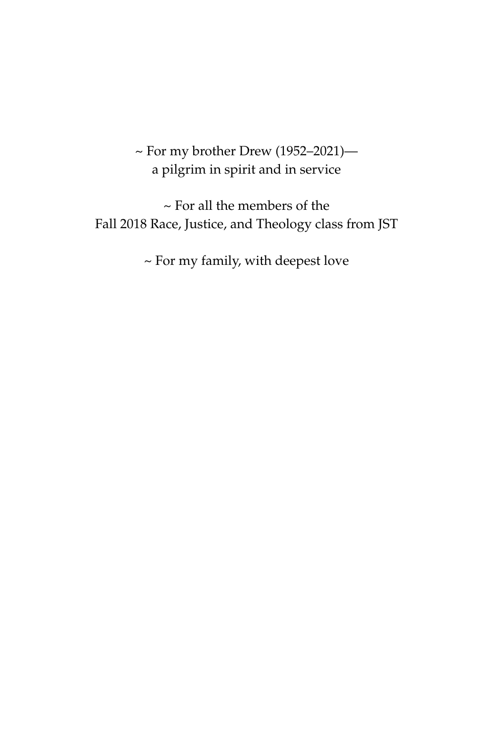~ For my brother Drew (1952–2021)—
a pilgrim in spirit and in service

~ For all the members of the
Fall 2018 Race, Justice, and Theology class from JST

~ For my family, with deepest love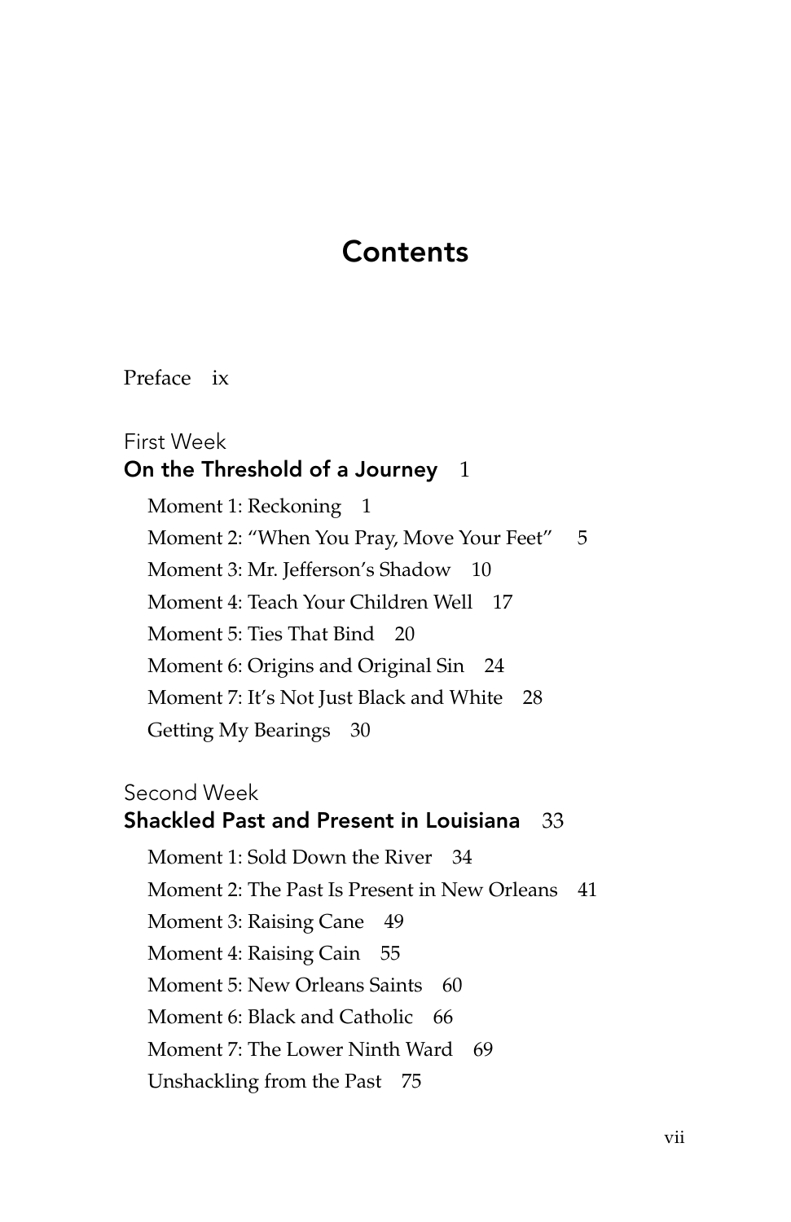# Contents

Preface ix

First Week
**On the Threshold of a Journey** 1

- Moment 1: Reckoning 1
- Moment 2: "When You Pray, Move Your Feet" 5
- Moment 3: Mr. Jefferson's Shadow 10
- Moment 4: Teach Your Children Well 17
- Moment 5: Ties That Bind 20
- Moment 6: Origins and Original Sin 24
- Moment 7: It's Not Just Black and White 28
- Getting My Bearings 30

Second Week
**Shackled Past and Present in Louisiana** 33

- Moment 1: Sold Down the River 34
- Moment 2: The Past Is Present in New Orleans 41
- Moment 3: Raising Cane 49
- Moment 4: Raising Cain 55
- Moment 5: New Orleans Saints 60
- Moment 6: Black and Catholic 66
- Moment 7: The Lower Ninth Ward 69
- Unshackling from the Past 75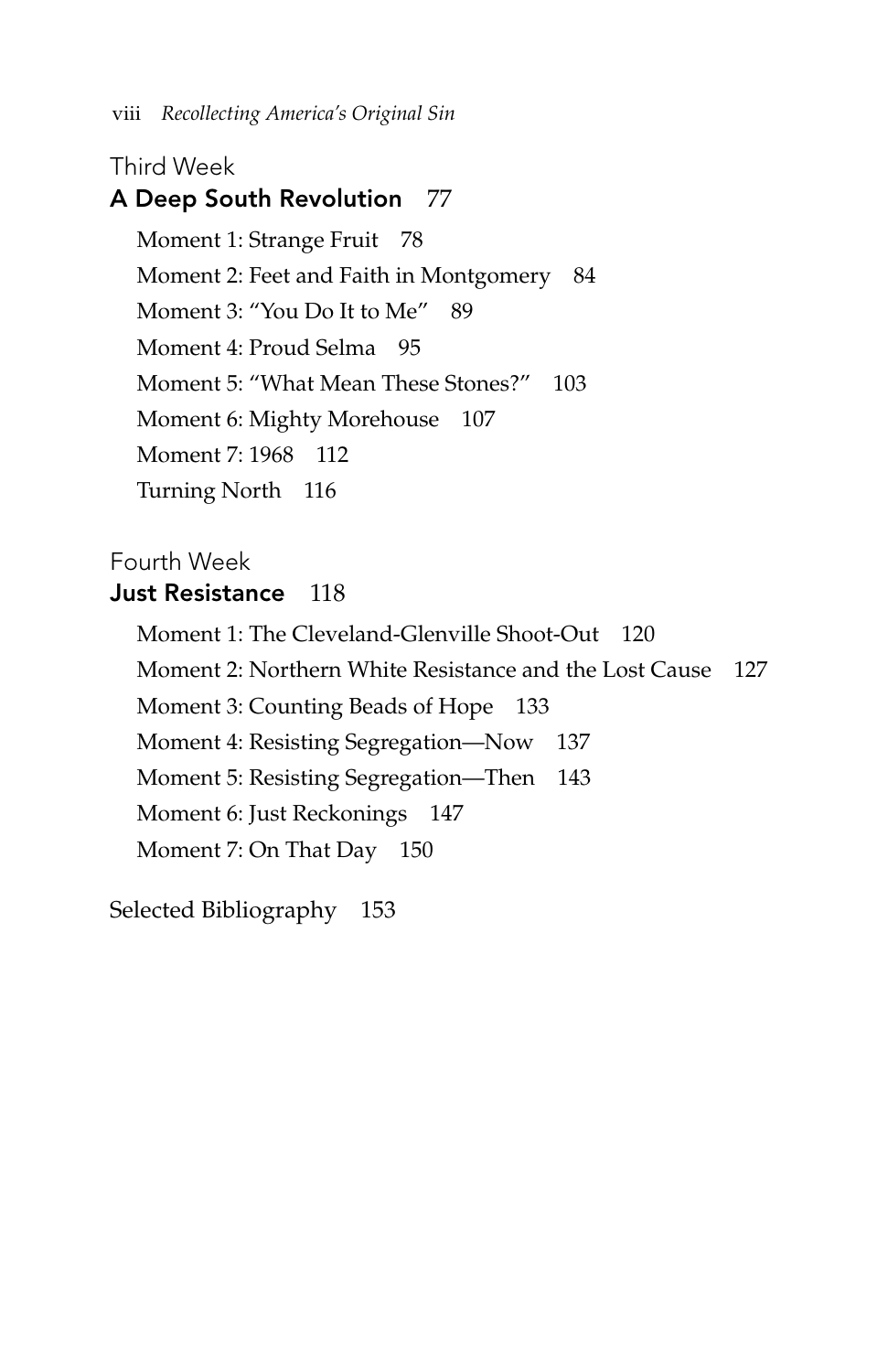Third Week

## A Deep South Revolution 77

Moment 1: Strange Fruit 78

Moment 2: Feet and Faith in Montgomery 84

Moment 3: "You Do It to Me" 89

Moment 4: Proud Selma 95

Moment 5: "What Mean These Stones?" 103

Moment 6: Mighty Morehouse 107

Moment 7: 1968 112

Turning North 116

Fourth Week

## Just Resistance 118

Moment 1: The Cleveland-Glenville Shoot-Out 120

Moment 2: Northern White Resistance and the Lost Cause 127

Moment 3: Counting Beads of Hope 133

Moment 4: Resisting Segregation—Now 137

Moment 5: Resisting Segregation—Then 143

Moment 6: Just Reckonings 147

Moment 7: On That Day 150

Selected Bibliography 153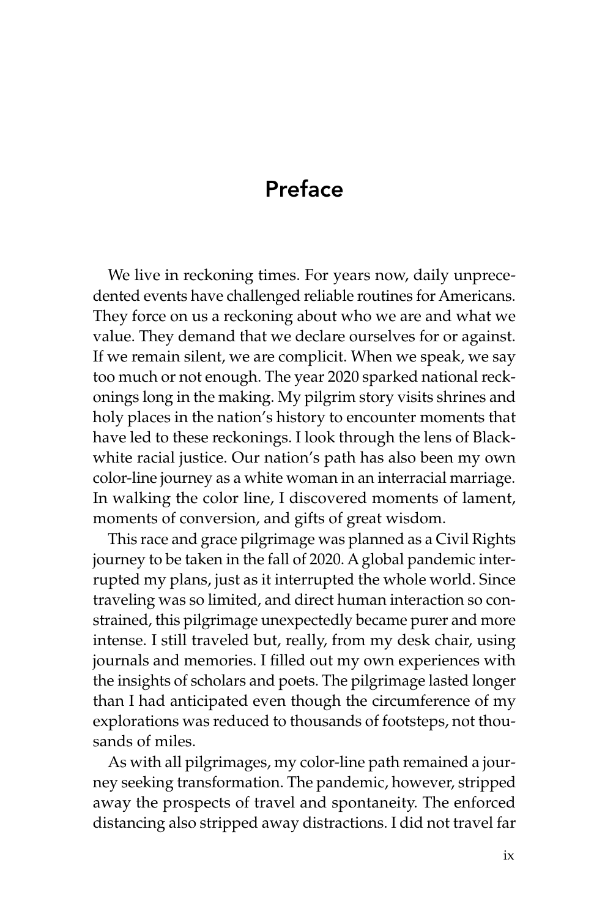# Preface

We live in reckoning times. For years now, daily unprecedented events have challenged reliable routines for Americans. They force on us a reckoning about who we are and what we value. They demand that we declare ourselves for or against. If we remain silent, we are complicit. When we speak, we say too much or not enough. The year 2020 sparked national reckonings long in the making. My pilgrim story visits shrines and holy places in the nation's history to encounter moments that have led to these reckonings. I look through the lens of Black-white racial justice. Our nation's path has also been my own color-line journey as a white woman in an interracial marriage. In walking the color line, I discovered moments of lament, moments of conversion, and gifts of great wisdom.

This race and grace pilgrimage was planned as a Civil Rights journey to be taken in the fall of 2020. A global pandemic interrupted my plans, just as it interrupted the whole world. Since traveling was so limited, and direct human interaction so constrained, this pilgrimage unexpectedly became purer and more intense. I still traveled but, really, from my desk chair, using journals and memories. I filled out my own experiences with the insights of scholars and poets. The pilgrimage lasted longer than I had anticipated even though the circumference of my explorations was reduced to thousands of footsteps, not thousands of miles.

As with all pilgrimages, my color-line path remained a journey seeking transformation. The pandemic, however, stripped away the prospects of travel and spontaneity. The enforced distancing also stripped away distractions. I did not travel far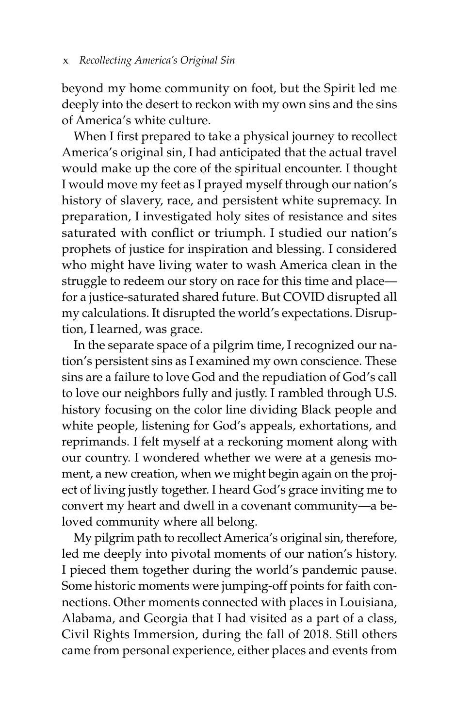beyond my home community on foot, but the Spirit led me deeply into the desert to reckon with my own sins and the sins of America's white culture.

When I first prepared to take a physical journey to recollect America's original sin, I had anticipated that the actual travel would make up the core of the spiritual encounter. I thought I would move my feet as I prayed myself through our nation's history of slavery, race, and persistent white supremacy. In preparation, I investigated holy sites of resistance and sites saturated with conflict or triumph. I studied our nation's prophets of justice for inspiration and blessing. I considered who might have living water to wash America clean in the struggle to redeem our story on race for this time and place—for a justice-saturated shared future. But COVID disrupted all my calculations. It disrupted the world's expectations. Disruption, I learned, was grace.

In the separate space of a pilgrim time, I recognized our nation's persistent sins as I examined my own conscience. These sins are a failure to love God and the repudiation of God's call to love our neighbors fully and justly. I rambled through U.S. history focusing on the color line dividing Black people and white people, listening for God's appeals, exhortations, and reprimands. I felt myself at a reckoning moment along with our country. I wondered whether we were at a genesis moment, a new creation, when we might begin again on the project of living justly together. I heard God's grace inviting me to convert my heart and dwell in a covenant community—a beloved community where all belong.

My pilgrim path to recollect America's original sin, therefore, led me deeply into pivotal moments of our nation's history. I pieced them together during the world's pandemic pause. Some historic moments were jumping-off points for faith connections. Other moments connected with places in Louisiana, Alabama, and Georgia that I had visited as a part of a class, Civil Rights Immersion, during the fall of 2018. Still others came from personal experience, either places and events from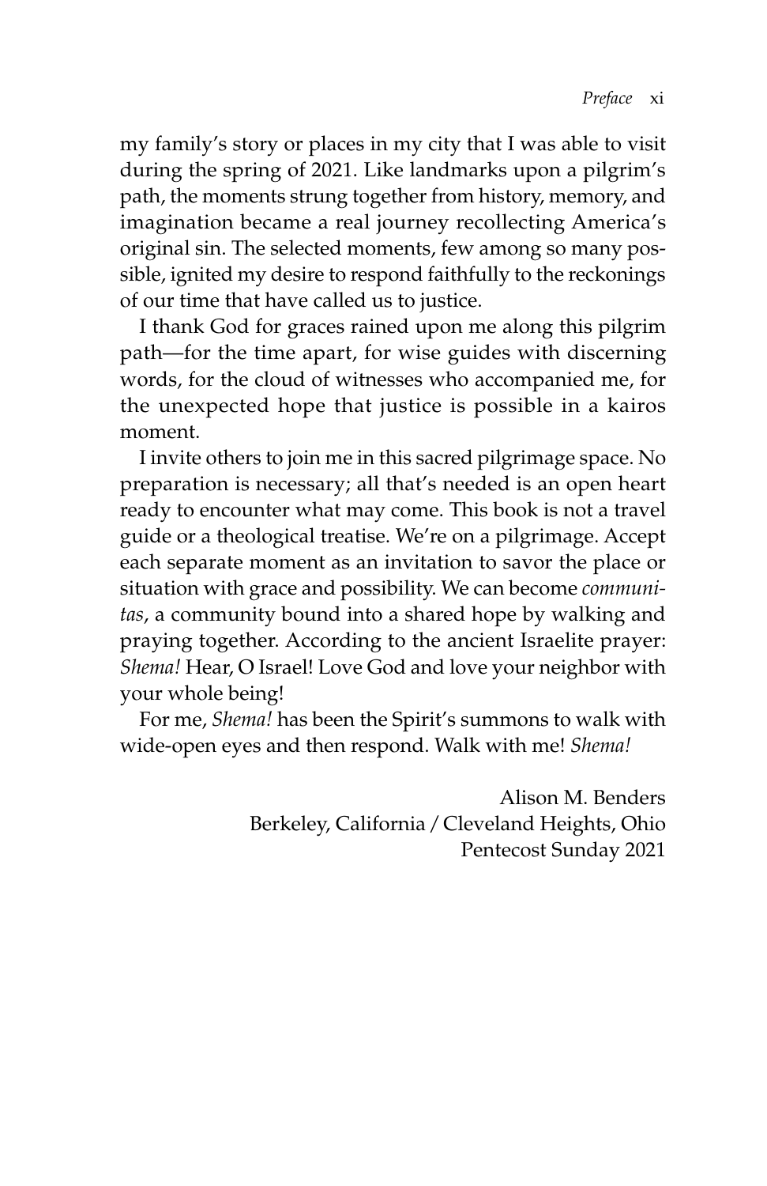my family's story or places in my city that I was able to visit during the spring of 2021. Like landmarks upon a pilgrim's path, the moments strung together from history, memory, and imagination became a real journey recollecting America's original sin. The selected moments, few among so many possible, ignited my desire to respond faithfully to the reckonings of our time that have called us to justice.

I thank God for graces rained upon me along this pilgrim path—for the time apart, for wise guides with discerning words, for the cloud of witnesses who accompanied me, for the unexpected hope that justice is possible in a kairos moment.

I invite others to join me in this sacred pilgrimage space. No preparation is necessary; all that's needed is an open heart ready to encounter what may come. This book is not a travel guide or a theological treatise. We're on a pilgrimage. Accept each separate moment as an invitation to savor the place or situation with grace and possibility. We can become *communitas*, a community bound into a shared hope by walking and praying together. According to the ancient Israelite prayer: *Shema!* Hear, O Israel! Love God and love your neighbor with your whole being!

For me, *Shema!* has been the Spirit's summons to walk with wide-open eyes and then respond. Walk with me! *Shema!*

Alison M. Benders
Berkeley, California / Cleveland Heights, Ohio
Pentecost Sunday 2021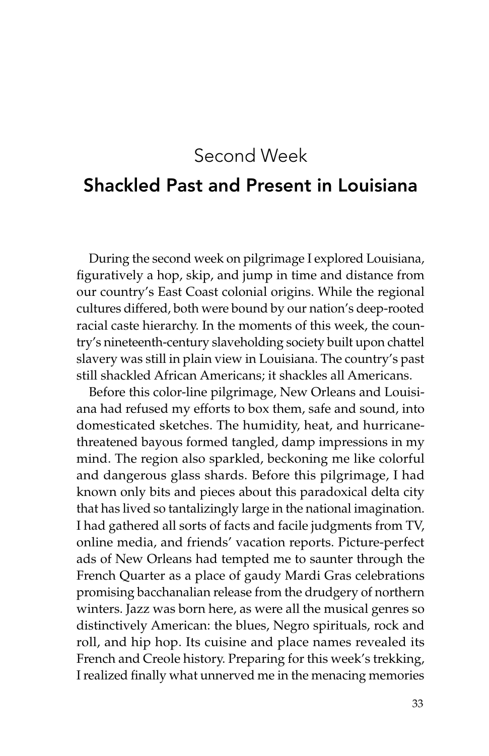# Second Week

## Shackled Past and Present in Louisiana

During the second week on pilgrimage I explored Louisiana, figuratively a hop, skip, and jump in time and distance from our country's East Coast colonial origins. While the regional cultures differed, both were bound by our nation's deep-rooted racial caste hierarchy. In the moments of this week, the country's nineteenth-century slaveholding society built upon chattel slavery was still in plain view in Louisiana. The country's past still shackled African Americans; it shackles all Americans.

Before this color-line pilgrimage, New Orleans and Louisiana had refused my efforts to box them, safe and sound, into domesticated sketches. The humidity, heat, and hurricane-threatened bayous formed tangled, damp impressions in my mind. The region also sparkled, beckoning me like colorful and dangerous glass shards. Before this pilgrimage, I had known only bits and pieces about this paradoxical delta city that has lived so tantalizingly large in the national imagination. I had gathered all sorts of facts and facile judgments from TV, online media, and friends' vacation reports. Picture-perfect ads of New Orleans had tempted me to saunter through the French Quarter as a place of gaudy Mardi Gras celebrations promising bacchanalian release from the drudgery of northern winters. Jazz was born here, as were all the musical genres so distinctively American: the blues, Negro spirituals, rock and roll, and hip hop. Its cuisine and place names revealed its French and Creole history. Preparing for this week's trekking, I realized finally what unnerved me in the menacing memories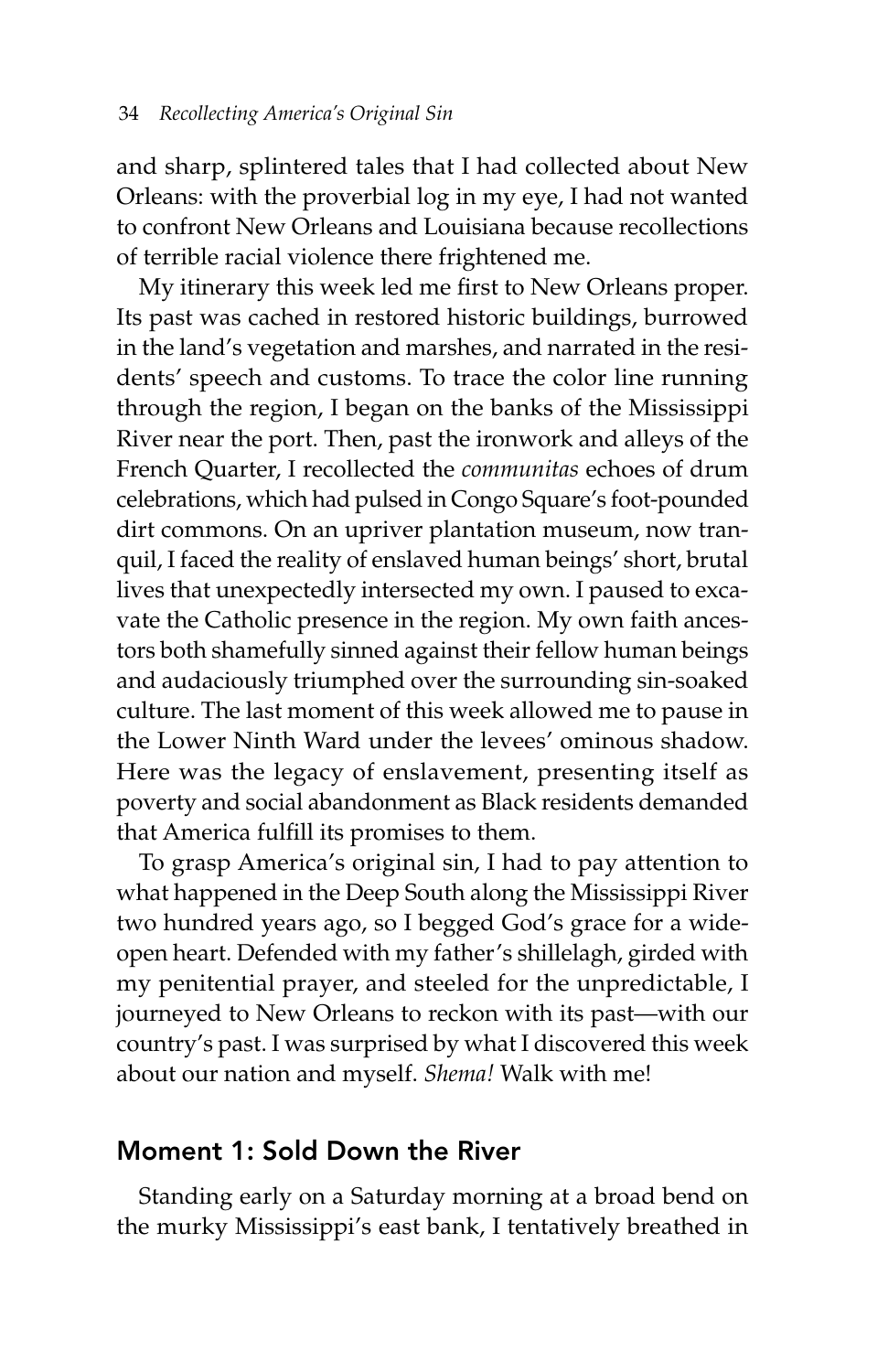and sharp, splintered tales that I had collected about New Orleans: with the proverbial log in my eye, I had not wanted to confront New Orleans and Louisiana because recollections of terrible racial violence there frightened me.

My itinerary this week led me first to New Orleans proper. Its past was cached in restored historic buildings, burrowed in the land's vegetation and marshes, and narrated in the residents' speech and customs. To trace the color line running through the region, I began on the banks of the Mississippi River near the port. Then, past the ironwork and alleys of the French Quarter, I recollected the *communitas* echoes of drum celebrations, which had pulsed in Congo Square's foot-pounded dirt commons. On an upriver plantation museum, now tranquil, I faced the reality of enslaved human beings' short, brutal lives that unexpectedly intersected my own. I paused to excavate the Catholic presence in the region. My own faith ancestors both shamefully sinned against their fellow human beings and audaciously triumphed over the surrounding sin-soaked culture. The last moment of this week allowed me to pause in the Lower Ninth Ward under the levees' ominous shadow. Here was the legacy of enslavement, presenting itself as poverty and social abandonment as Black residents demanded that America fulfill its promises to them.

To grasp America's original sin, I had to pay attention to what happened in the Deep South along the Mississippi River two hundred years ago, so I begged God's grace for a wide-open heart. Defended with my father's shillelagh, girded with my penitential prayer, and steeled for the unpredictable, I journeyed to New Orleans to reckon with its past—with our country's past. I was surprised by what I discovered this week about our nation and myself. *Shema!* Walk with me!

## Moment 1: Sold Down the River

Standing early on a Saturday morning at a broad bend on the murky Mississippi's east bank, I tentatively breathed in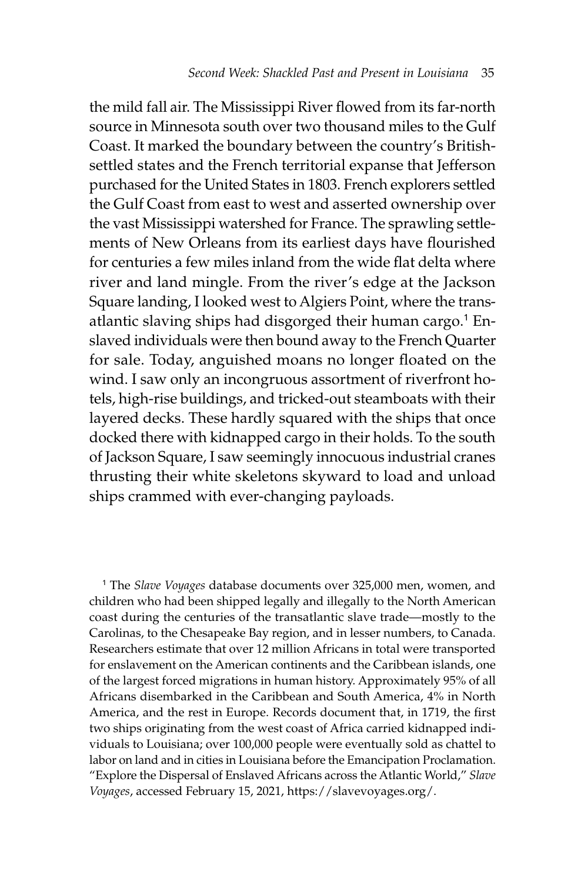the mild fall air. The Mississippi River flowed from its far-north source in Minnesota south over two thousand miles to the Gulf Coast. It marked the boundary between the country's British-settled states and the French territorial expanse that Jefferson purchased for the United States in 1803. French explorers settled the Gulf Coast from east to west and asserted ownership over the vast Mississippi watershed for France. The sprawling settlements of New Orleans from its earliest days have flourished for centuries a few miles inland from the wide flat delta where river and land mingle. From the river's edge at the Jackson Square landing, I looked west to Algiers Point, where the transatlantic slaving ships had disgorged their human cargo.[1] Enslaved individuals were then bound away to the French Quarter for sale. Today, anguished moans no longer floated on the wind. I saw only an incongruous assortment of riverfront hotels, high-rise buildings, and tricked-out steamboats with their layered decks. These hardly squared with the ships that once docked there with kidnapped cargo in their holds. To the south of Jackson Square, I saw seemingly innocuous industrial cranes thrusting their white skeletons skyward to load and unload ships crammed with ever-changing payloads.

[1] The *Slave Voyages* database documents over 325,000 men, women, and children who had been shipped legally and illegally to the North American coast during the centuries of the transatlantic slave trade—mostly to the Carolinas, to the Chesapeake Bay region, and in lesser numbers, to Canada. Researchers estimate that over 12 million Africans in total were transported for enslavement on the American continents and the Caribbean islands, one of the largest forced migrations in human history. Approximately 95% of all Africans disembarked in the Caribbean and South America, 4% in North America, and the rest in Europe. Records document that, in 1719, the first two ships originating from the west coast of Africa carried kidnapped individuals to Louisiana; over 100,000 people were eventually sold as chattel to labor on land and in cities in Louisiana before the Emancipation Proclamation. "Explore the Dispersal of Enslaved Africans across the Atlantic World," *Slave Voyages*, accessed February 15, 2021, https://slavevoyages.org/.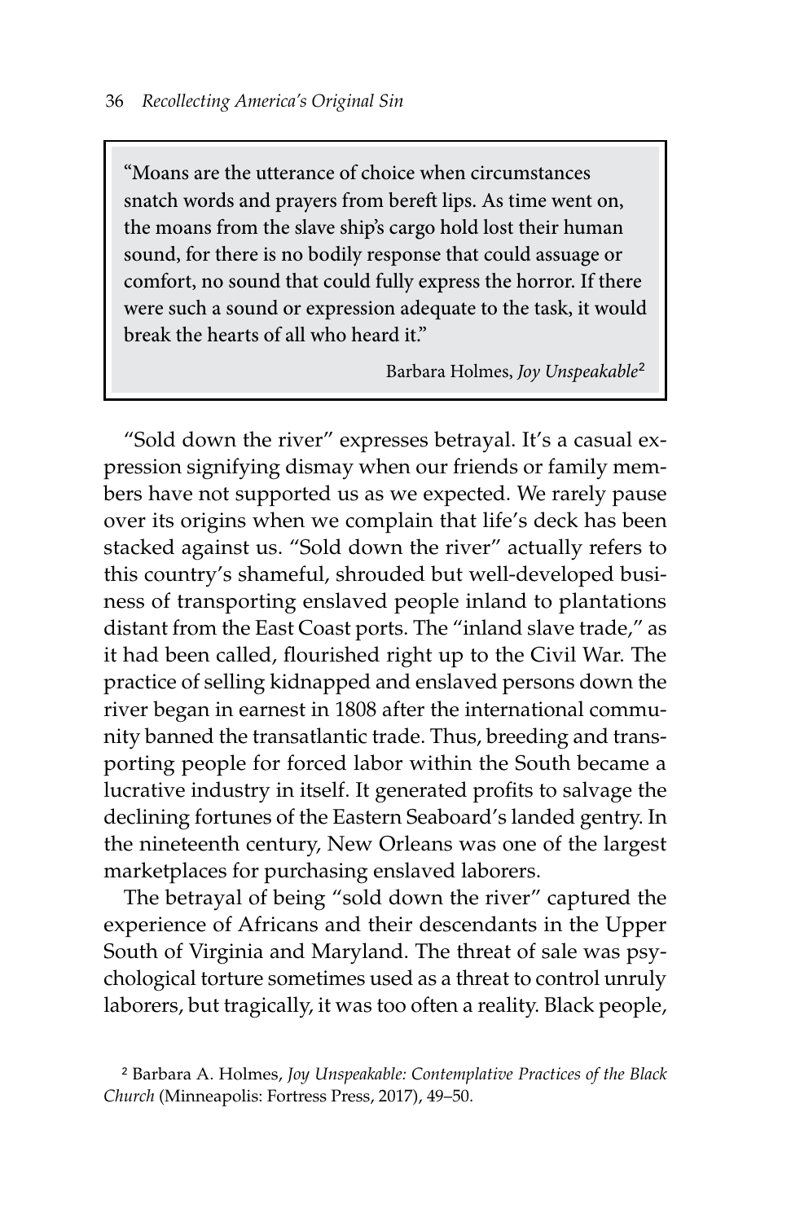> "Moans are the utterance of choice when circumstances snatch words and prayers from bereft lips. As time went on, the moans from the slave ship's cargo hold lost their human sound, for there is no bodily response that could assuage or comfort, no sound that could fully express the horror. If there were such a sound or expression adequate to the task, it would break the hearts of all who heard it."
>
> Barbara Holmes, *Joy Unspeakable*[2]

"Sold down the river" expresses betrayal. It's a casual expression signifying dismay when our friends or family members have not supported us as we expected. We rarely pause over its origins when we complain that life's deck has been stacked against us. "Sold down the river" actually refers to this country's shameful, shrouded but well-developed business of transporting enslaved people inland to plantations distant from the East Coast ports. The "inland slave trade," as it had been called, flourished right up to the Civil War. The practice of selling kidnapped and enslaved persons down the river began in earnest in 1808 after the international community banned the transatlantic trade. Thus, breeding and transporting people for forced labor within the South became a lucrative industry in itself. It generated profits to salvage the declining fortunes of the Eastern Seaboard's landed gentry. In the nineteenth century, New Orleans was one of the largest marketplaces for purchasing enslaved laborers.

The betrayal of being "sold down the river" captured the experience of Africans and their descendants in the Upper South of Virginia and Maryland. The threat of sale was psychological torture sometimes used as a threat to control unruly laborers, but tragically, it was too often a reality. Black people,

[2] Barbara A. Holmes, *Joy Unspeakable: Contemplative Practices of the Black Church* (Minneapolis: Fortress Press, 2017), 49–50.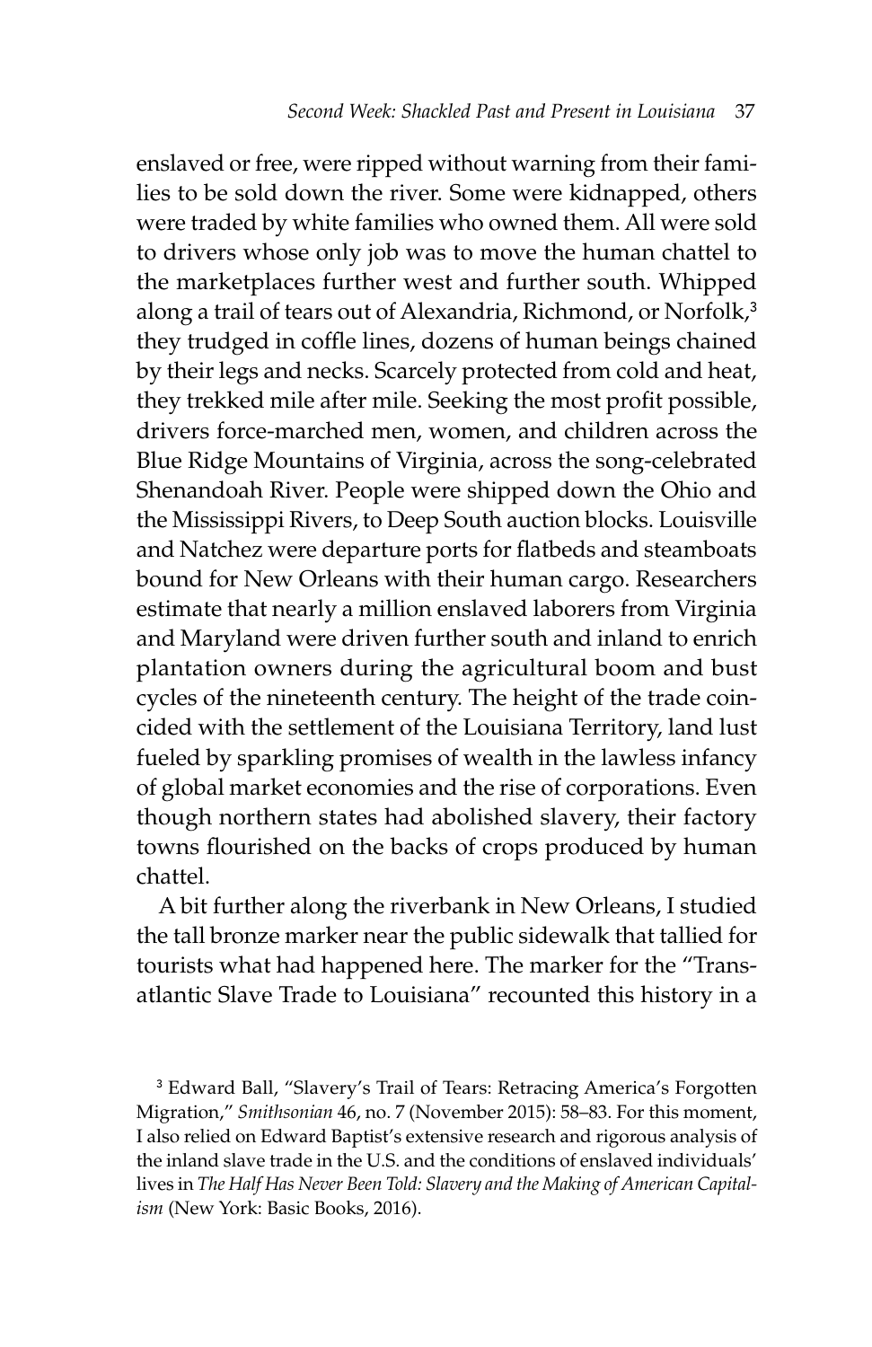enslaved or free, were ripped without warning from their families to be sold down the river. Some were kidnapped, others were traded by white families who owned them. All were sold to drivers whose only job was to move the human chattel to the marketplaces further west and further south. Whipped along a trail of tears out of Alexandria, Richmond, or Norfolk,[3] they trudged in coffle lines, dozens of human beings chained by their legs and necks. Scarcely protected from cold and heat, they trekked mile after mile. Seeking the most profit possible, drivers force-marched men, women, and children across the Blue Ridge Mountains of Virginia, across the song-celebrated Shenandoah River. People were shipped down the Ohio and the Mississippi Rivers, to Deep South auction blocks. Louisville and Natchez were departure ports for flatbeds and steamboats bound for New Orleans with their human cargo. Researchers estimate that nearly a million enslaved laborers from Virginia and Maryland were driven further south and inland to enrich plantation owners during the agricultural boom and bust cycles of the nineteenth century. The height of the trade coincided with the settlement of the Louisiana Territory, land lust fueled by sparkling promises of wealth in the lawless infancy of global market economies and the rise of corporations. Even though northern states had abolished slavery, their factory towns flourished on the backs of crops produced by human chattel.

A bit further along the riverbank in New Orleans, I studied the tall bronze marker near the public sidewalk that tallied for tourists what had happened here. The marker for the "Transatlantic Slave Trade to Louisiana" recounted this history in a

[3] Edward Ball, "Slavery's Trail of Tears: Retracing America's Forgotten Migration," *Smithsonian* 46, no. 7 (November 2015): 58–83. For this moment, I also relied on Edward Baptist's extensive research and rigorous analysis of the inland slave trade in the U.S. and the conditions of enslaved individuals' lives in *The Half Has Never Been Told: Slavery and the Making of American Capitalism* (New York: Basic Books, 2016).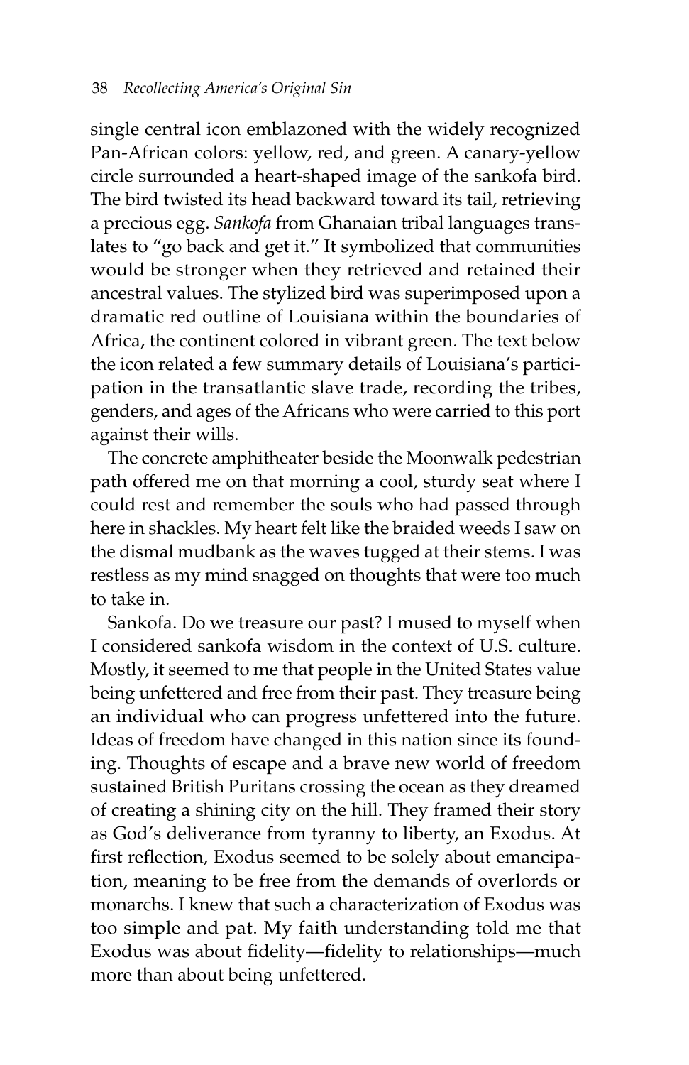single central icon emblazoned with the widely recognized Pan-African colors: yellow, red, and green. A canary-yellow circle surrounded a heart-shaped image of the sankofa bird. The bird twisted its head backward toward its tail, retrieving a precious egg. *Sankofa* from Ghanaian tribal languages translates to "go back and get it." It symbolized that communities would be stronger when they retrieved and retained their ancestral values. The stylized bird was superimposed upon a dramatic red outline of Louisiana within the boundaries of Africa, the continent colored in vibrant green. The text below the icon related a few summary details of Louisiana's participation in the transatlantic slave trade, recording the tribes, genders, and ages of the Africans who were carried to this port against their wills.

The concrete amphitheater beside the Moonwalk pedestrian path offered me on that morning a cool, sturdy seat where I could rest and remember the souls who had passed through here in shackles. My heart felt like the braided weeds I saw on the dismal mudbank as the waves tugged at their stems. I was restless as my mind snagged on thoughts that were too much to take in.

Sankofa. Do we treasure our past? I mused to myself when I considered sankofa wisdom in the context of U.S. culture. Mostly, it seemed to me that people in the United States value being unfettered and free from their past. They treasure being an individual who can progress unfettered into the future. Ideas of freedom have changed in this nation since its founding. Thoughts of escape and a brave new world of freedom sustained British Puritans crossing the ocean as they dreamed of creating a shining city on the hill. They framed their story as God's deliverance from tyranny to liberty, an Exodus. At first reflection, Exodus seemed to be solely about emancipation, meaning to be free from the demands of overlords or monarchs. I knew that such a characterization of Exodus was too simple and pat. My faith understanding told me that Exodus was about fidelity—fidelity to relationships—much more than about being unfettered.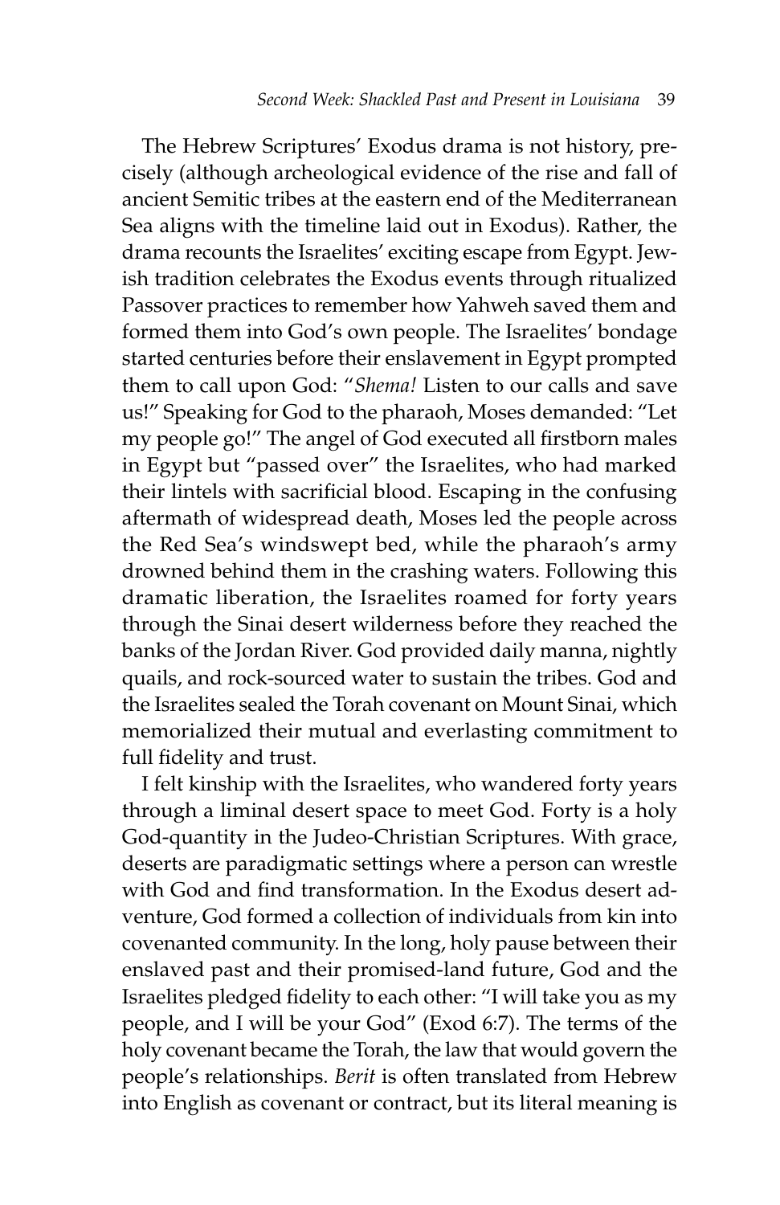The Hebrew Scriptures' Exodus drama is not history, precisely (although archeological evidence of the rise and fall of ancient Semitic tribes at the eastern end of the Mediterranean Sea aligns with the timeline laid out in Exodus). Rather, the drama recounts the Israelites' exciting escape from Egypt. Jewish tradition celebrates the Exodus events through ritualized Passover practices to remember how Yahweh saved them and formed them into God's own people. The Israelites' bondage started centuries before their enslavement in Egypt prompted them to call upon God: "*Shema!* Listen to our calls and save us!" Speaking for God to the pharaoh, Moses demanded: "Let my people go!" The angel of God executed all firstborn males in Egypt but "passed over" the Israelites, who had marked their lintels with sacrificial blood. Escaping in the confusing aftermath of widespread death, Moses led the people across the Red Sea's windswept bed, while the pharaoh's army drowned behind them in the crashing waters. Following this dramatic liberation, the Israelites roamed for forty years through the Sinai desert wilderness before they reached the banks of the Jordan River. God provided daily manna, nightly quails, and rock-sourced water to sustain the tribes. God and the Israelites sealed the Torah covenant on Mount Sinai, which memorialized their mutual and everlasting commitment to full fidelity and trust.

I felt kinship with the Israelites, who wandered forty years through a liminal desert space to meet God. Forty is a holy God-quantity in the Judeo-Christian Scriptures. With grace, deserts are paradigmatic settings where a person can wrestle with God and find transformation. In the Exodus desert adventure, God formed a collection of individuals from kin into covenanted community. In the long, holy pause between their enslaved past and their promised-land future, God and the Israelites pledged fidelity to each other: "I will take you as my people, and I will be your God" (Exod 6:7). The terms of the holy covenant became the Torah, the law that would govern the people's relationships. *Berit* is often translated from Hebrew into English as covenant or contract, but its literal meaning is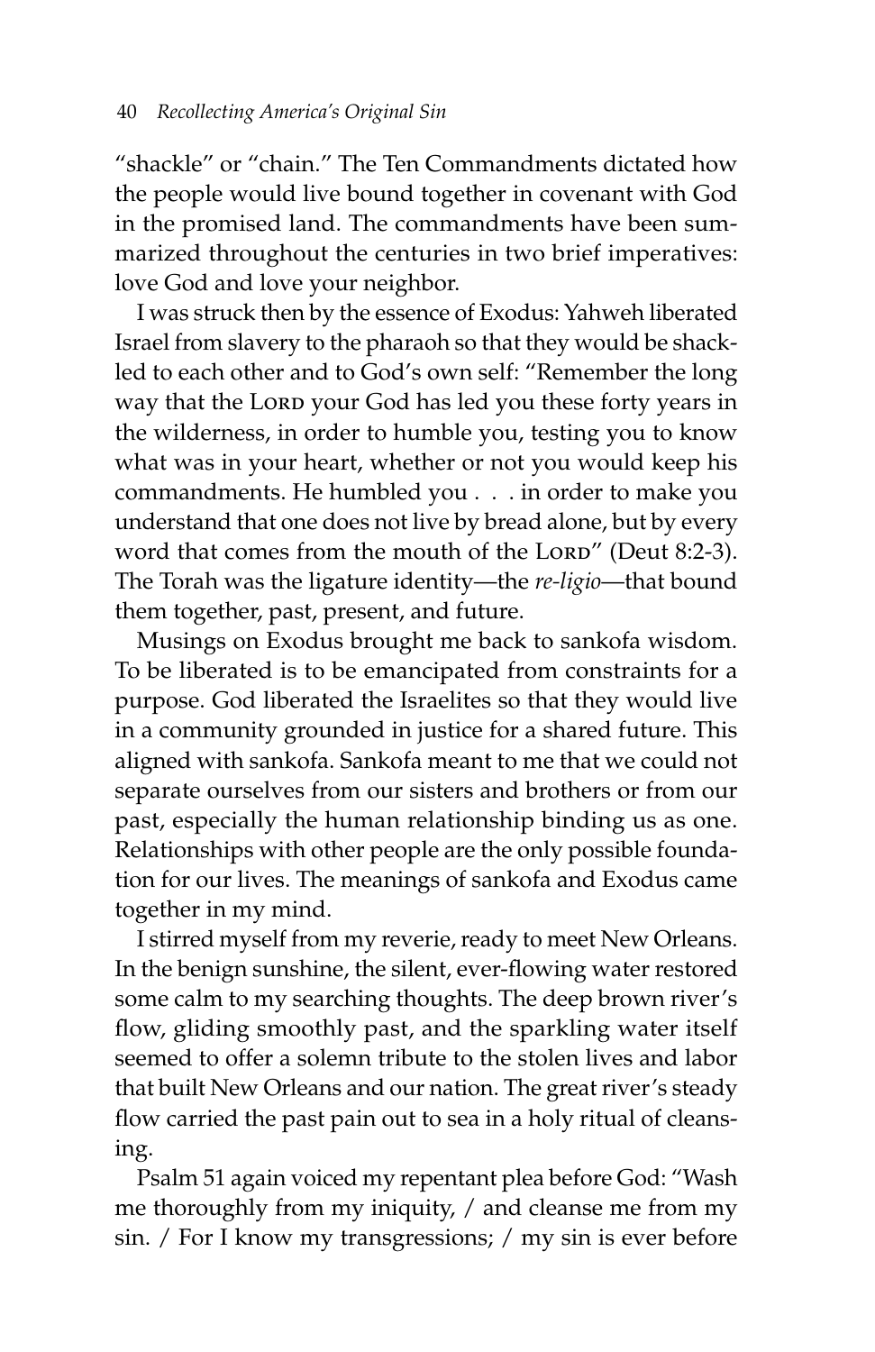"shackle" or "chain." The Ten Commandments dictated how the people would live bound together in covenant with God in the promised land. The commandments have been summarized throughout the centuries in two brief imperatives: love God and love your neighbor.

I was struck then by the essence of Exodus: Yahweh liberated Israel from slavery to the pharaoh so that they would be shackled to each other and to God's own self: "Remember the long way that the Lord your God has led you these forty years in the wilderness, in order to humble you, testing you to know what was in your heart, whether or not you would keep his commandments. He humbled you . . . in order to make you understand that one does not live by bread alone, but by every word that comes from the mouth of the Lord" (Deut 8:2-3). The Torah was the ligature identity—the *re-ligio*—that bound them together, past, present, and future.

Musings on Exodus brought me back to sankofa wisdom. To be liberated is to be emancipated from constraints for a purpose. God liberated the Israelites so that they would live in a community grounded in justice for a shared future. This aligned with sankofa. Sankofa meant to me that we could not separate ourselves from our sisters and brothers or from our past, especially the human relationship binding us as one. Relationships with other people are the only possible foundation for our lives. The meanings of sankofa and Exodus came together in my mind.

I stirred myself from my reverie, ready to meet New Orleans. In the benign sunshine, the silent, ever-flowing water restored some calm to my searching thoughts. The deep brown river's flow, gliding smoothly past, and the sparkling water itself seemed to offer a solemn tribute to the stolen lives and labor that built New Orleans and our nation. The great river's steady flow carried the past pain out to sea in a holy ritual of cleansing.

Psalm 51 again voiced my repentant plea before God: "Wash me thoroughly from my iniquity, / and cleanse me from my sin. / For I know my transgressions; / my sin is ever before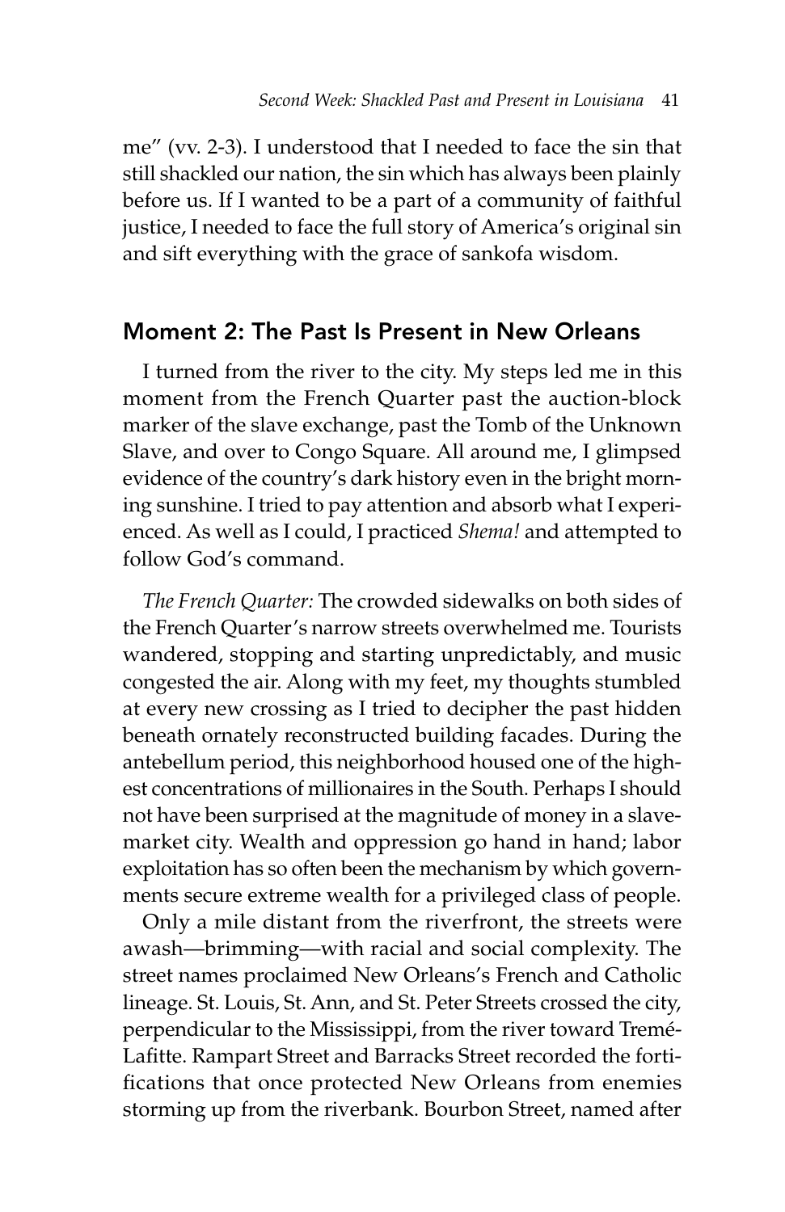me" (vv. 2-3). I understood that I needed to face the sin that still shackled our nation, the sin which has always been plainly before us. If I wanted to be a part of a community of faithful justice, I needed to face the full story of America's original sin and sift everything with the grace of sankofa wisdom.

## Moment 2: The Past Is Present in New Orleans

I turned from the river to the city. My steps led me in this moment from the French Quarter past the auction-block marker of the slave exchange, past the Tomb of the Unknown Slave, and over to Congo Square. All around me, I glimpsed evidence of the country's dark history even in the bright morning sunshine. I tried to pay attention and absorb what I experienced. As well as I could, I practiced *Shema!* and attempted to follow God's command.

*The French Quarter:* The crowded sidewalks on both sides of the French Quarter's narrow streets overwhelmed me. Tourists wandered, stopping and starting unpredictably, and music congested the air. Along with my feet, my thoughts stumbled at every new crossing as I tried to decipher the past hidden beneath ornately reconstructed building facades. During the antebellum period, this neighborhood housed one of the highest concentrations of millionaires in the South. Perhaps I should not have been surprised at the magnitude of money in a slave-market city. Wealth and oppression go hand in hand; labor exploitation has so often been the mechanism by which governments secure extreme wealth for a privileged class of people.

Only a mile distant from the riverfront, the streets were awash—brimming—with racial and social complexity. The street names proclaimed New Orleans's French and Catholic lineage. St. Louis, St. Ann, and St. Peter Streets crossed the city, perpendicular to the Mississippi, from the river toward Tremé-Lafitte. Rampart Street and Barracks Street recorded the fortifications that once protected New Orleans from enemies storming up from the riverbank. Bourbon Street, named after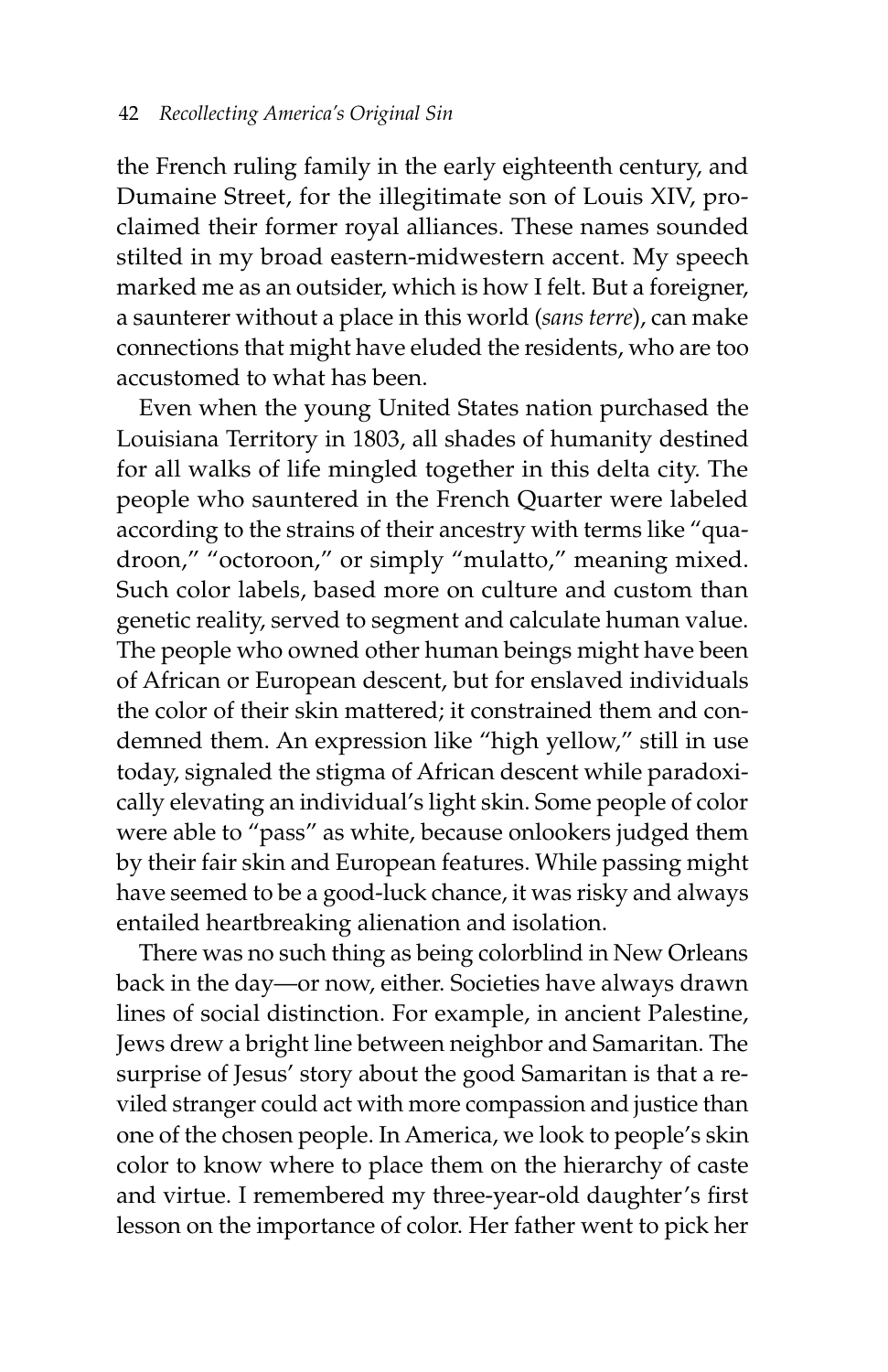the French ruling family in the early eighteenth century, and Dumaine Street, for the illegitimate son of Louis XIV, proclaimed their former royal alliances. These names sounded stilted in my broad eastern-midwestern accent. My speech marked me as an outsider, which is how I felt. But a foreigner, a saunterer without a place in this world (*sans terre*), can make connections that might have eluded the residents, who are too accustomed to what has been.

Even when the young United States nation purchased the Louisiana Territory in 1803, all shades of humanity destined for all walks of life mingled together in this delta city. The people who sauntered in the French Quarter were labeled according to the strains of their ancestry with terms like "quadroon," "octoroon," or simply "mulatto," meaning mixed. Such color labels, based more on culture and custom than genetic reality, served to segment and calculate human value. The people who owned other human beings might have been of African or European descent, but for enslaved individuals the color of their skin mattered; it constrained them and condemned them. An expression like "high yellow," still in use today, signaled the stigma of African descent while paradoxically elevating an individual's light skin. Some people of color were able to "pass" as white, because onlookers judged them by their fair skin and European features. While passing might have seemed to be a good-luck chance, it was risky and always entailed heartbreaking alienation and isolation.

There was no such thing as being colorblind in New Orleans back in the day—or now, either. Societies have always drawn lines of social distinction. For example, in ancient Palestine, Jews drew a bright line between neighbor and Samaritan. The surprise of Jesus' story about the good Samaritan is that a reviled stranger could act with more compassion and justice than one of the chosen people. In America, we look to people's skin color to know where to place them on the hierarchy of caste and virtue. I remembered my three-year-old daughter's first lesson on the importance of color. Her father went to pick her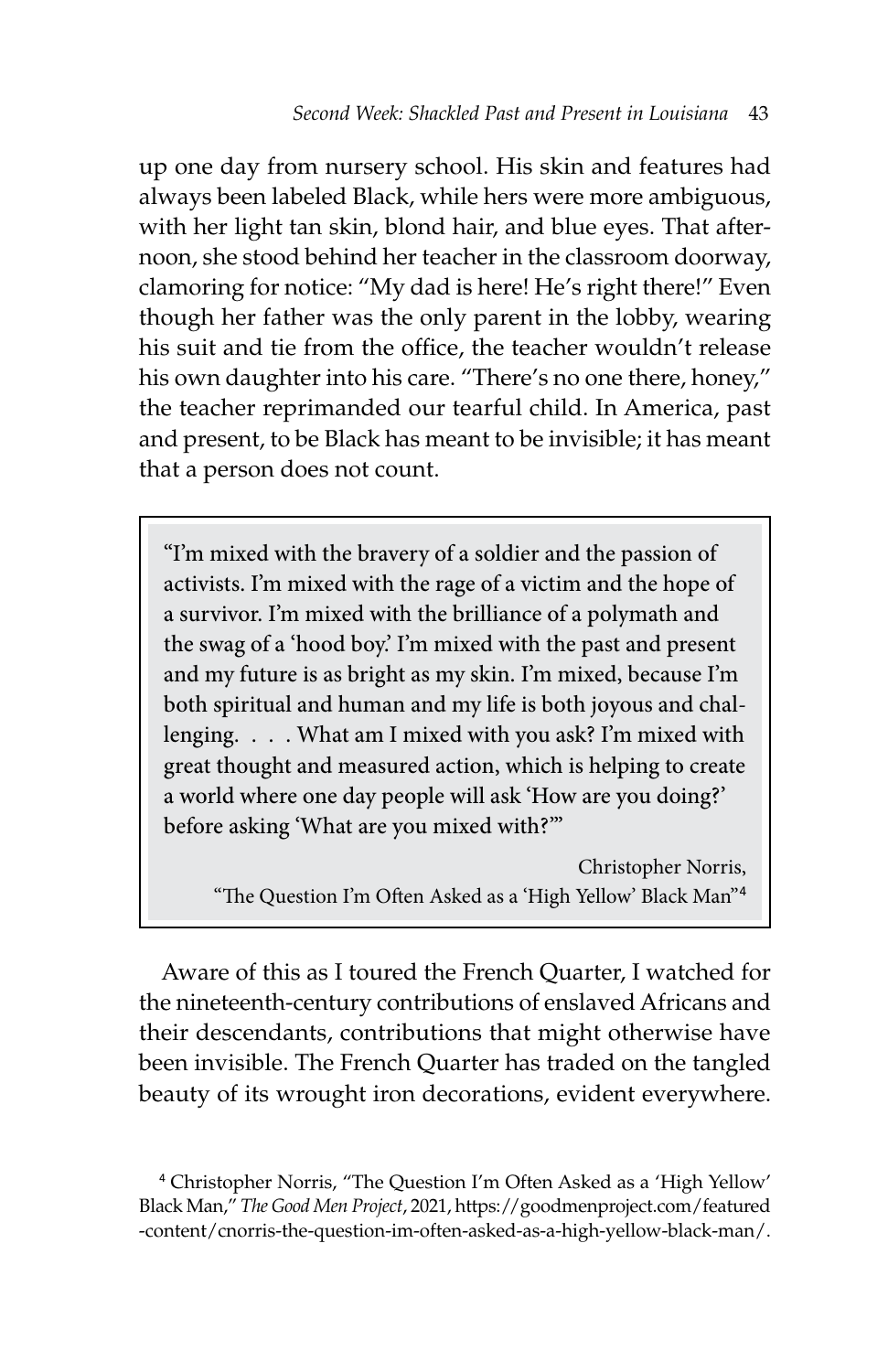up one day from nursery school. His skin and features had always been labeled Black, while hers were more ambiguous, with her light tan skin, blond hair, and blue eyes. That afternoon, she stood behind her teacher in the classroom doorway, clamoring for notice: "My dad is here! He's right there!" Even though her father was the only parent in the lobby, wearing his suit and tie from the office, the teacher wouldn't release his own daughter into his care. "There's no one there, honey," the teacher reprimanded our tearful child. In America, past and present, to be Black has meant to be invisible; it has meant that a person does not count.

> "I'm mixed with the bravery of a soldier and the passion of activists. I'm mixed with the rage of a victim and the hope of a survivor. I'm mixed with the brilliance of a polymath and the swag of a 'hood boy.' I'm mixed with the past and present and my future is as bright as my skin. I'm mixed, because I'm both spiritual and human and my life is both joyous and challenging. . . . What am I mixed with you ask? I'm mixed with great thought and measured action, which is helping to create a world where one day people will ask 'How are you doing?' before asking 'What are you mixed with?'"
>
> Christopher Norris, "The Question I'm Often Asked as a 'High Yellow' Black Man"[4]

Aware of this as I toured the French Quarter, I watched for the nineteenth-century contributions of enslaved Africans and their descendants, contributions that might otherwise have been invisible. The French Quarter has traded on the tangled beauty of its wrought iron decorations, evident everywhere.

[4] Christopher Norris, "The Question I'm Often Asked as a 'High Yellow' Black Man," *The Good Men Project*, 2021, https://goodmenproject.com/featured-content/cnorris-the-question-im-often-asked-as-a-high-yellow-black-man/.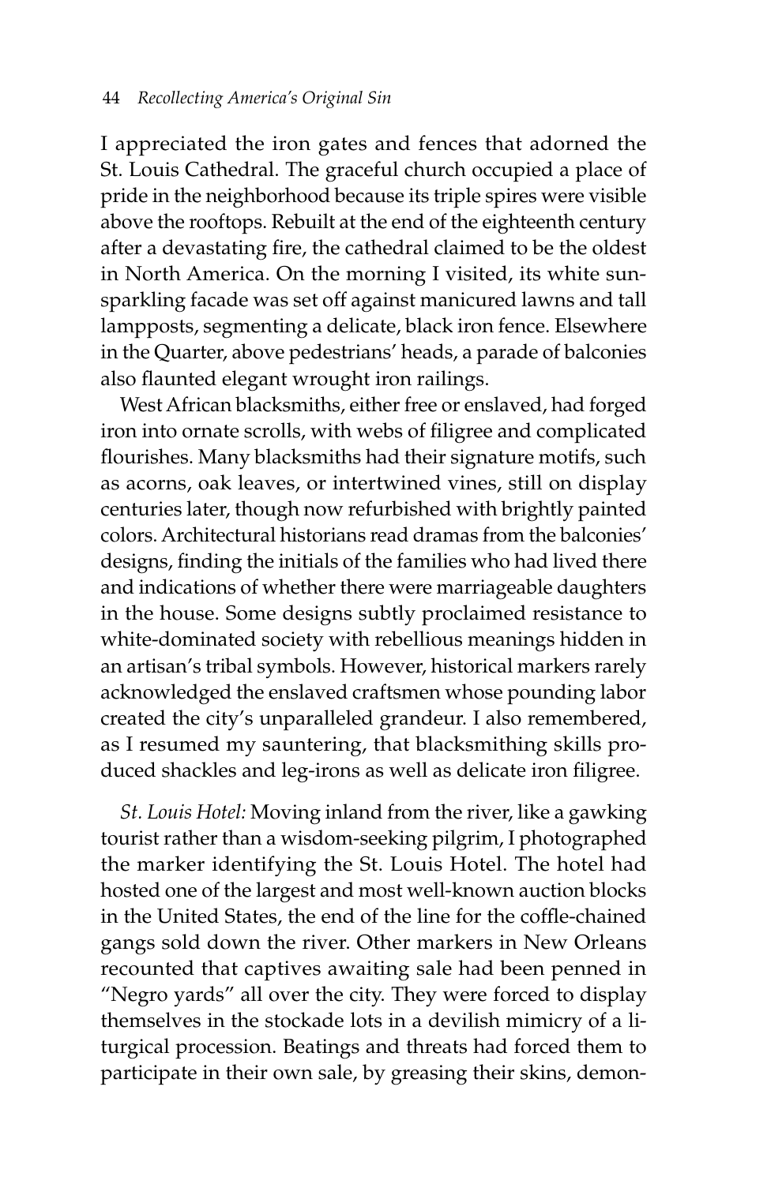I appreciated the iron gates and fences that adorned the St. Louis Cathedral. The graceful church occupied a place of pride in the neighborhood because its triple spires were visible above the rooftops. Rebuilt at the end of the eighteenth century after a devastating fire, the cathedral claimed to be the oldest in North America. On the morning I visited, its white sun-sparkling facade was set off against manicured lawns and tall lampposts, segmenting a delicate, black iron fence. Elsewhere in the Quarter, above pedestrians' heads, a parade of balconies also flaunted elegant wrought iron railings.

West African blacksmiths, either free or enslaved, had forged iron into ornate scrolls, with webs of filigree and complicated flourishes. Many blacksmiths had their signature motifs, such as acorns, oak leaves, or intertwined vines, still on display centuries later, though now refurbished with brightly painted colors. Architectural historians read dramas from the balconies' designs, finding the initials of the families who had lived there and indications of whether there were marriageable daughters in the house. Some designs subtly proclaimed resistance to white-dominated society with rebellious meanings hidden in an artisan's tribal symbols. However, historical markers rarely acknowledged the enslaved craftsmen whose pounding labor created the city's unparalleled grandeur. I also remembered, as I resumed my sauntering, that blacksmithing skills produced shackles and leg-irons as well as delicate iron filigree.

*St. Louis Hotel:* Moving inland from the river, like a gawking tourist rather than a wisdom-seeking pilgrim, I photographed the marker identifying the St. Louis Hotel. The hotel had hosted one of the largest and most well-known auction blocks in the United States, the end of the line for the coffle-chained gangs sold down the river. Other markers in New Orleans recounted that captives awaiting sale had been penned in "Negro yards" all over the city. They were forced to display themselves in the stockade lots in a devilish mimicry of a liturgical procession. Beatings and threats had forced them to participate in their own sale, by greasing their skins, demon-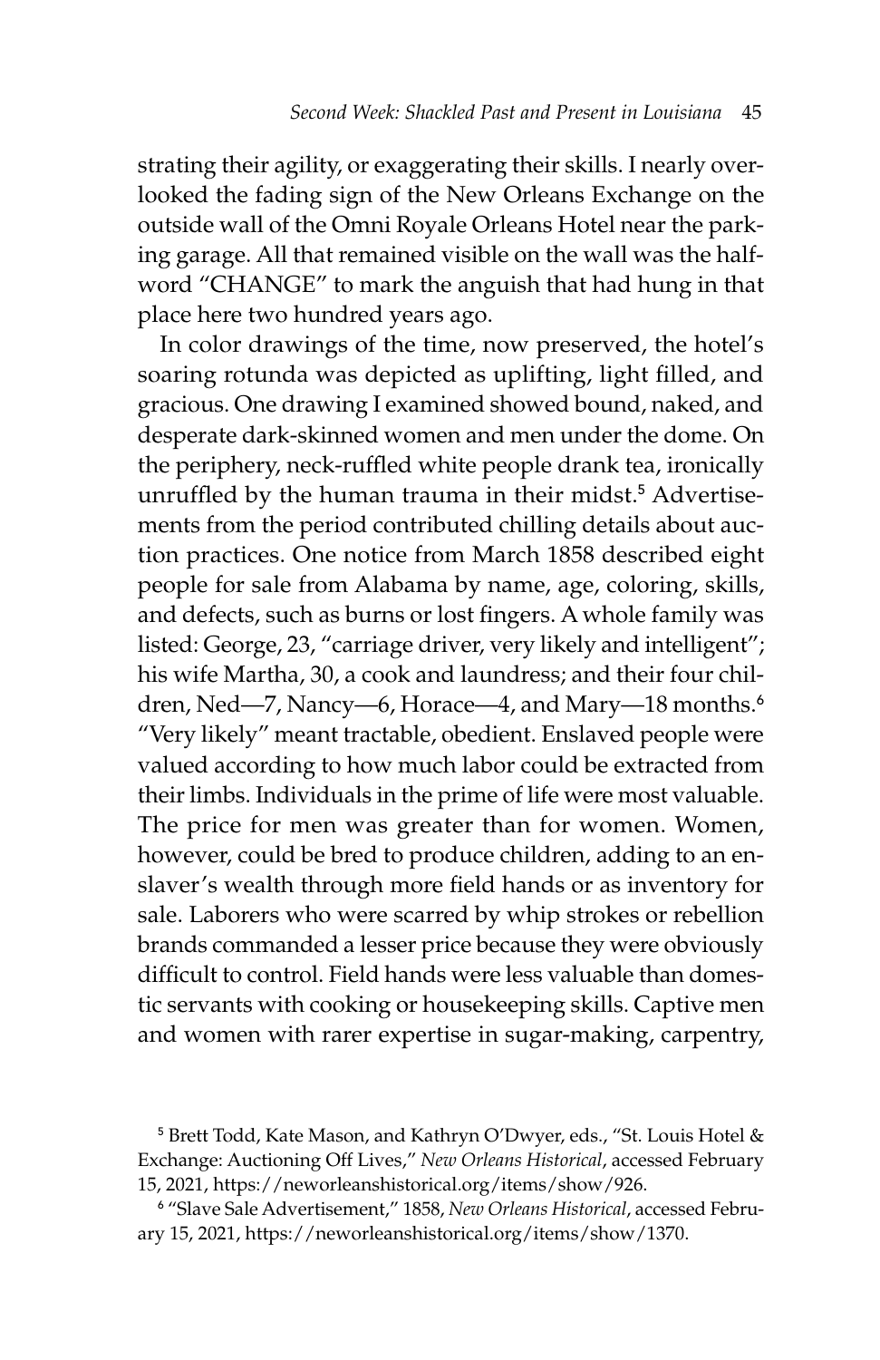strating their agility, or exaggerating their skills. I nearly overlooked the fading sign of the New Orleans Exchange on the outside wall of the Omni Royale Orleans Hotel near the parking garage. All that remained visible on the wall was the half-word "CHANGE" to mark the anguish that had hung in that place here two hundred years ago.

In color drawings of the time, now preserved, the hotel's soaring rotunda was depicted as uplifting, light filled, and gracious. One drawing I examined showed bound, naked, and desperate dark-skinned women and men under the dome. On the periphery, neck-ruffled white people drank tea, ironically unruffled by the human trauma in their midst.[5] Advertisements from the period contributed chilling details about auction practices. One notice from March 1858 described eight people for sale from Alabama by name, age, coloring, skills, and defects, such as burns or lost fingers. A whole family was listed: George, 23, "carriage driver, very likely and intelligent"; his wife Martha, 30, a cook and laundress; and their four children, Ned—7, Nancy—6, Horace—4, and Mary—18 months.[6] "Very likely" meant tractable, obedient. Enslaved people were valued according to how much labor could be extracted from their limbs. Individuals in the prime of life were most valuable. The price for men was greater than for women. Women, however, could be bred to produce children, adding to an enslaver's wealth through more field hands or as inventory for sale. Laborers who were scarred by whip strokes or rebellion brands commanded a lesser price because they were obviously difficult to control. Field hands were less valuable than domestic servants with cooking or housekeeping skills. Captive men and women with rarer expertise in sugar-making, carpentry,

[5] Brett Todd, Kate Mason, and Kathryn O'Dwyer, eds., "St. Louis Hotel & Exchange: Auctioning Off Lives," *New Orleans Historical*, accessed February 15, 2021, https://neworleanshistorical.org/items/show/926.

[6] "Slave Sale Advertisement," 1858, *New Orleans Historical*, accessed February 15, 2021, https://neworleanshistorical.org/items/show/1370.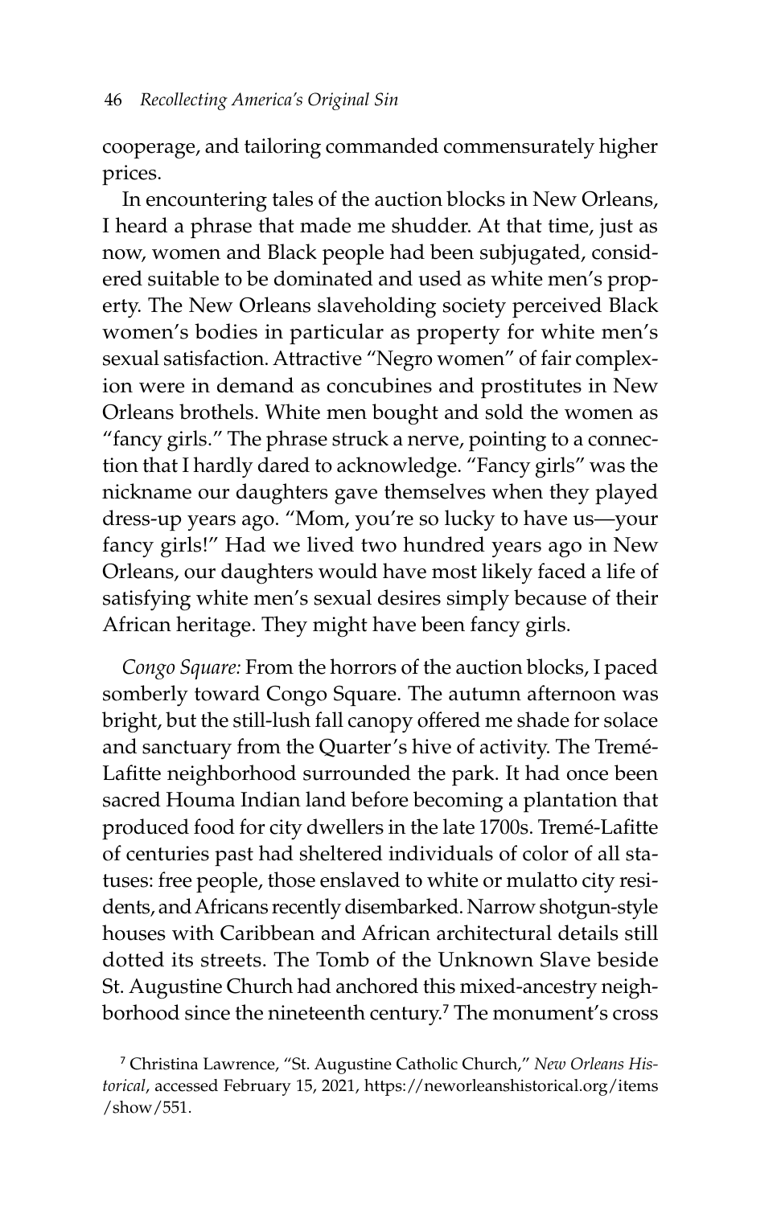cooperage, and tailoring commanded commensurately higher prices.

In encountering tales of the auction blocks in New Orleans, I heard a phrase that made me shudder. At that time, just as now, women and Black people had been subjugated, considered suitable to be dominated and used as white men's property. The New Orleans slaveholding society perceived Black women's bodies in particular as property for white men's sexual satisfaction. Attractive "Negro women" of fair complexion were in demand as concubines and prostitutes in New Orleans brothels. White men bought and sold the women as "fancy girls." The phrase struck a nerve, pointing to a connection that I hardly dared to acknowledge. "Fancy girls" was the nickname our daughters gave themselves when they played dress-up years ago. "Mom, you're so lucky to have us—your fancy girls!" Had we lived two hundred years ago in New Orleans, our daughters would have most likely faced a life of satisfying white men's sexual desires simply because of their African heritage. They might have been fancy girls.

*Congo Square:* From the horrors of the auction blocks, I paced somberly toward Congo Square. The autumn afternoon was bright, but the still-lush fall canopy offered me shade for solace and sanctuary from the Quarter's hive of activity. The Tremé-Lafitte neighborhood surrounded the park. It had once been sacred Houma Indian land before becoming a plantation that produced food for city dwellers in the late 1700s. Tremé-Lafitte of centuries past had sheltered individuals of color of all statuses: free people, those enslaved to white or mulatto city residents, and Africans recently disembarked. Narrow shotgun-style houses with Caribbean and African architectural details still dotted its streets. The Tomb of the Unknown Slave beside St. Augustine Church had anchored this mixed-ancestry neighborhood since the nineteenth century.[7] The monument's cross

[7] Christina Lawrence, "St. Augustine Catholic Church," *New Orleans Historical*, accessed February 15, 2021, https://neworleanshistorical.org/items/show/551.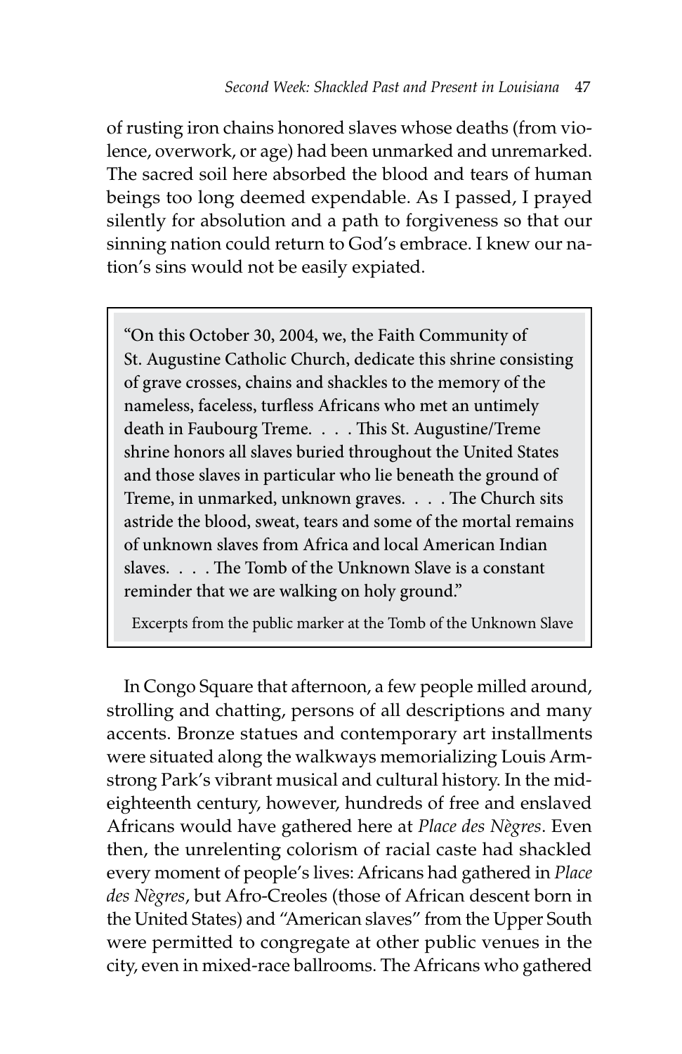of rusting iron chains honored slaves whose deaths (from violence, overwork, or age) had been unmarked and unremarked. The sacred soil here absorbed the blood and tears of human beings too long deemed expendable. As I passed, I prayed silently for absolution and a path to forgiveness so that our sinning nation could return to God's embrace. I knew our nation's sins would not be easily expiated.

> "On this October 30, 2004, we, the Faith Community of St. Augustine Catholic Church, dedicate this shrine consisting of grave crosses, chains and shackles to the memory of the nameless, faceless, turfless Africans who met an untimely death in Faubourg Treme. . . . This St. Augustine/Treme shrine honors all slaves buried throughout the United States and those slaves in particular who lie beneath the ground of Treme, in unmarked, unknown graves. . . . The Church sits astride the blood, sweat, tears and some of the mortal remains of unknown slaves from Africa and local American Indian slaves. . . . The Tomb of the Unknown Slave is a constant reminder that we are walking on holy ground."
>
> Excerpts from the public marker at the Tomb of the Unknown Slave

In Congo Square that afternoon, a few people milled around, strolling and chatting, persons of all descriptions and many accents. Bronze statues and contemporary art installments were situated along the walkways memorializing Louis Armstrong Park's vibrant musical and cultural history. In the mid-eighteenth century, however, hundreds of free and enslaved Africans would have gathered here at *Place des Nègres*. Even then, the unrelenting colorism of racial caste had shackled every moment of people's lives: Africans had gathered in *Place des Nègres*, but Afro-Creoles (those of African descent born in the United States) and "American slaves" from the Upper South were permitted to congregate at other public venues in the city, even in mixed-race ballrooms. The Africans who gathered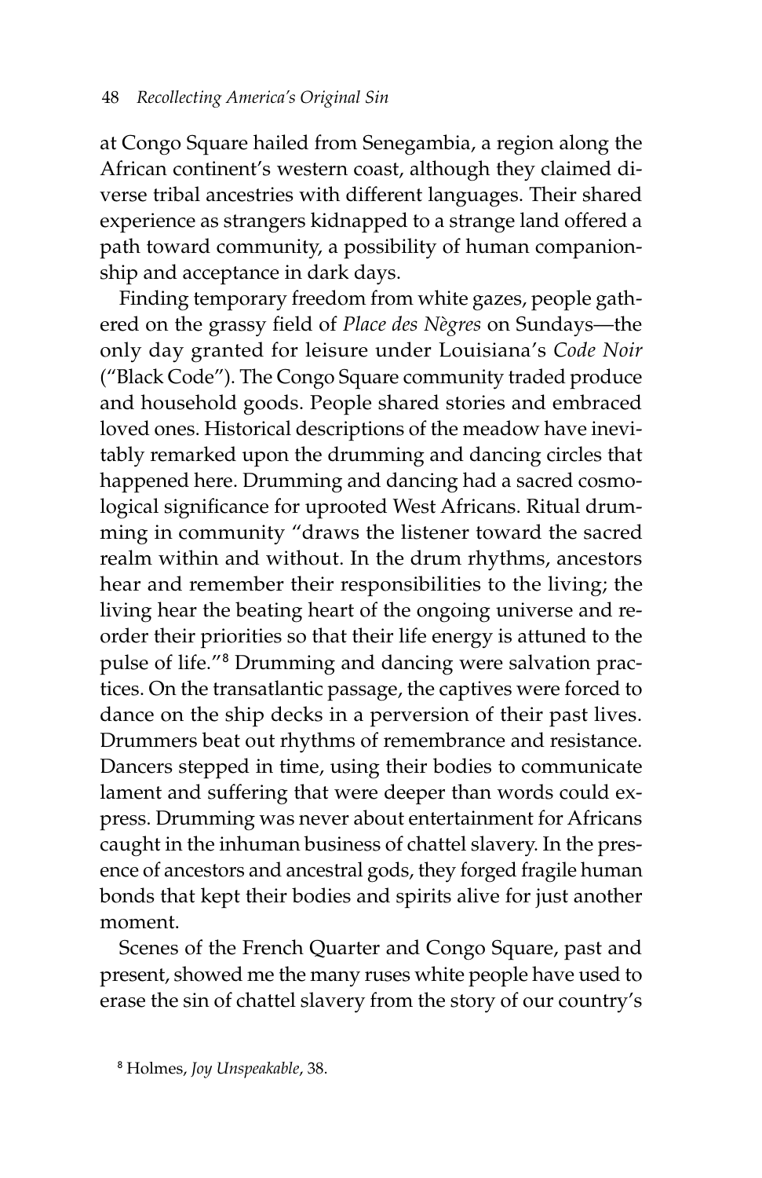at Congo Square hailed from Senegambia, a region along the African continent's western coast, although they claimed diverse tribal ancestries with different languages. Their shared experience as strangers kidnapped to a strange land offered a path toward community, a possibility of human companionship and acceptance in dark days.

Finding temporary freedom from white gazes, people gathered on the grassy field of *Place des Nègres* on Sundays—the only day granted for leisure under Louisiana's *Code Noir* ("Black Code"). The Congo Square community traded produce and household goods. People shared stories and embraced loved ones. Historical descriptions of the meadow have inevitably remarked upon the drumming and dancing circles that happened here. Drumming and dancing had a sacred cosmological significance for uprooted West Africans. Ritual drumming in community "draws the listener toward the sacred realm within and without. In the drum rhythms, ancestors hear and remember their responsibilities to the living; the living hear the beating heart of the ongoing universe and reorder their priorities so that their life energy is attuned to the pulse of life."[8] Drumming and dancing were salvation practices. On the transatlantic passage, the captives were forced to dance on the ship decks in a perversion of their past lives. Drummers beat out rhythms of remembrance and resistance. Dancers stepped in time, using their bodies to communicate lament and suffering that were deeper than words could express. Drumming was never about entertainment for Africans caught in the inhuman business of chattel slavery. In the presence of ancestors and ancestral gods, they forged fragile human bonds that kept their bodies and spirits alive for just another moment.

Scenes of the French Quarter and Congo Square, past and present, showed me the many ruses white people have used to erase the sin of chattel slavery from the story of our country's

[8] Holmes, *Joy Unspeakable*, 38.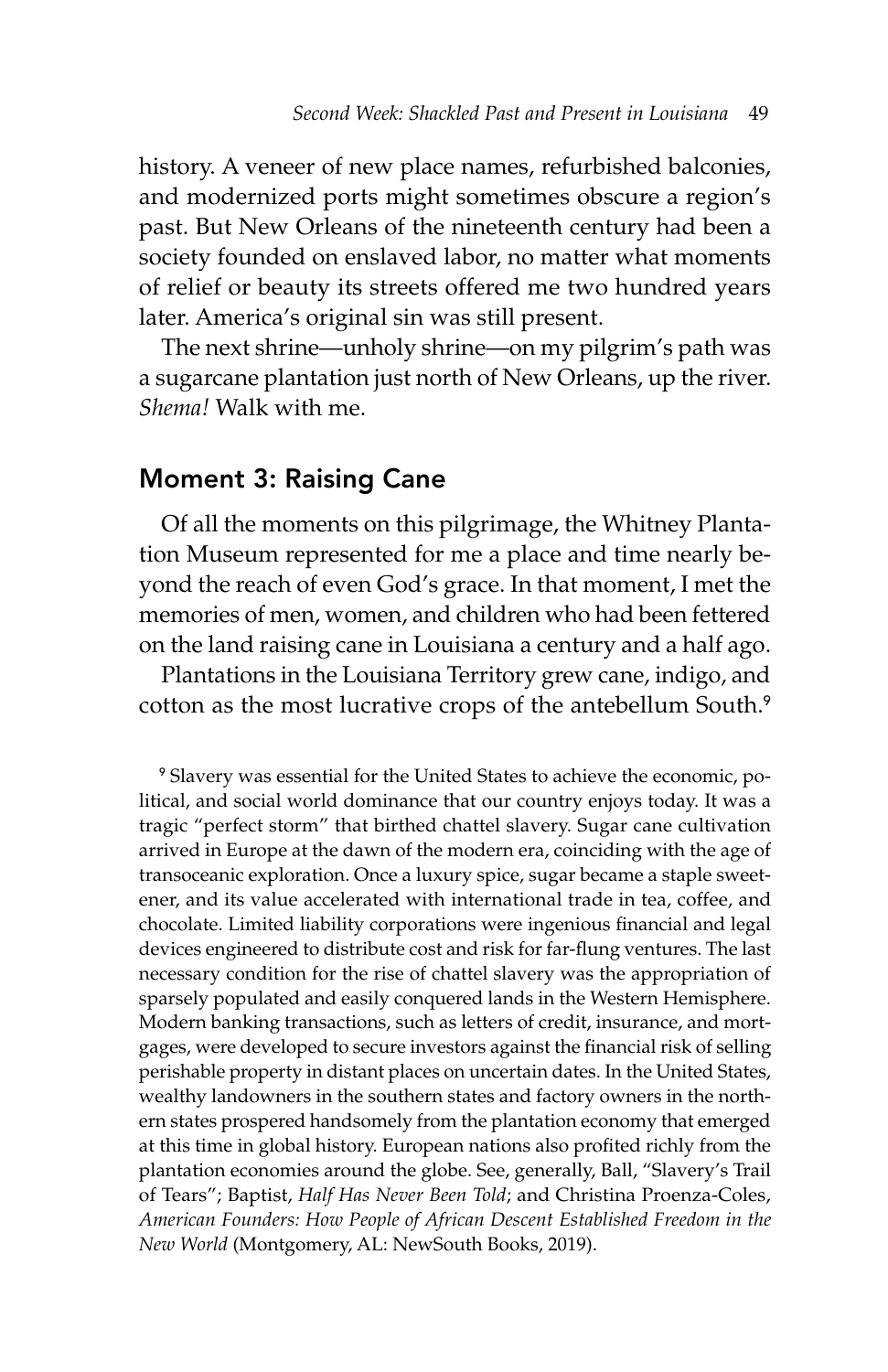history. A veneer of new place names, refurbished balconies, and modernized ports might sometimes obscure a region's past. But New Orleans of the nineteenth century had been a society founded on enslaved labor, no matter what moments of relief or beauty its streets offered me two hundred years later. America's original sin was still present.

The next shrine—unholy shrine—on my pilgrim's path was a sugarcane plantation just north of New Orleans, up the river. *Shema!* Walk with me.

## Moment 3: Raising Cane

Of all the moments on this pilgrimage, the Whitney Plantation Museum represented for me a place and time nearly beyond the reach of even God's grace. In that moment, I met the memories of men, women, and children who had been fettered on the land raising cane in Louisiana a century and a half ago.

Plantations in the Louisiana Territory grew cane, indigo, and cotton as the most lucrative crops of the antebellum South.[9]

[9] Slavery was essential for the United States to achieve the economic, political, and social world dominance that our country enjoys today. It was a tragic "perfect storm" that birthed chattel slavery. Sugar cane cultivation arrived in Europe at the dawn of the modern era, coinciding with the age of transoceanic exploration. Once a luxury spice, sugar became a staple sweetener, and its value accelerated with international trade in tea, coffee, and chocolate. Limited liability corporations were ingenious financial and legal devices engineered to distribute cost and risk for far-flung ventures. The last necessary condition for the rise of chattel slavery was the appropriation of sparsely populated and easily conquered lands in the Western Hemisphere. Modern banking transactions, such as letters of credit, insurance, and mortgages, were developed to secure investors against the financial risk of selling perishable property in distant places on uncertain dates. In the United States, wealthy landowners in the southern states and factory owners in the northern states prospered handsomely from the plantation economy that emerged at this time in global history. European nations also profited richly from the plantation economies around the globe. See, generally, Ball, "Slavery's Trail of Tears"; Baptist, *Half Has Never Been Told*; and Christina Proenza-Coles, *American Founders: How People of African Descent Established Freedom in the New World* (Montgomery, AL: NewSouth Books, 2019).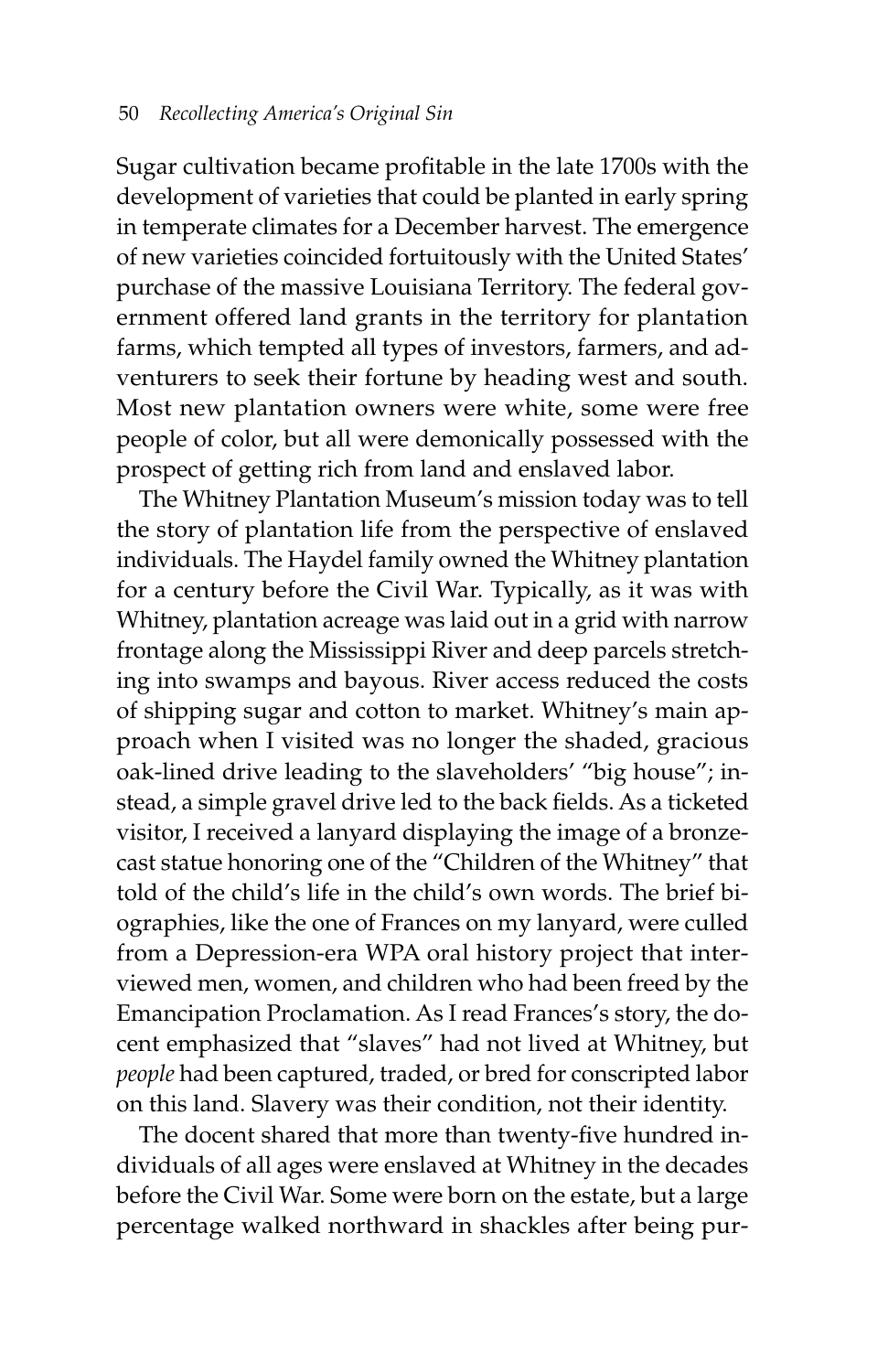Sugar cultivation became profitable in the late 1700s with the development of varieties that could be planted in early spring in temperate climates for a December harvest. The emergence of new varieties coincided fortuitously with the United States' purchase of the massive Louisiana Territory. The federal government offered land grants in the territory for plantation farms, which tempted all types of investors, farmers, and adventurers to seek their fortune by heading west and south. Most new plantation owners were white, some were free people of color, but all were demonically possessed with the prospect of getting rich from land and enslaved labor.

The Whitney Plantation Museum's mission today was to tell the story of plantation life from the perspective of enslaved individuals. The Haydel family owned the Whitney plantation for a century before the Civil War. Typically, as it was with Whitney, plantation acreage was laid out in a grid with narrow frontage along the Mississippi River and deep parcels stretching into swamps and bayous. River access reduced the costs of shipping sugar and cotton to market. Whitney's main approach when I visited was no longer the shaded, gracious oak-lined drive leading to the slaveholders' "big house"; instead, a simple gravel drive led to the back fields. As a ticketed visitor, I received a lanyard displaying the image of a bronze-cast statue honoring one of the "Children of the Whitney" that told of the child's life in the child's own words. The brief biographies, like the one of Frances on my lanyard, were culled from a Depression-era WPA oral history project that interviewed men, women, and children who had been freed by the Emancipation Proclamation. As I read Frances's story, the docent emphasized that "slaves" had not lived at Whitney, but *people* had been captured, traded, or bred for conscripted labor on this land. Slavery was their condition, not their identity.

The docent shared that more than twenty-five hundred individuals of all ages were enslaved at Whitney in the decades before the Civil War. Some were born on the estate, but a large percentage walked northward in shackles after being pur-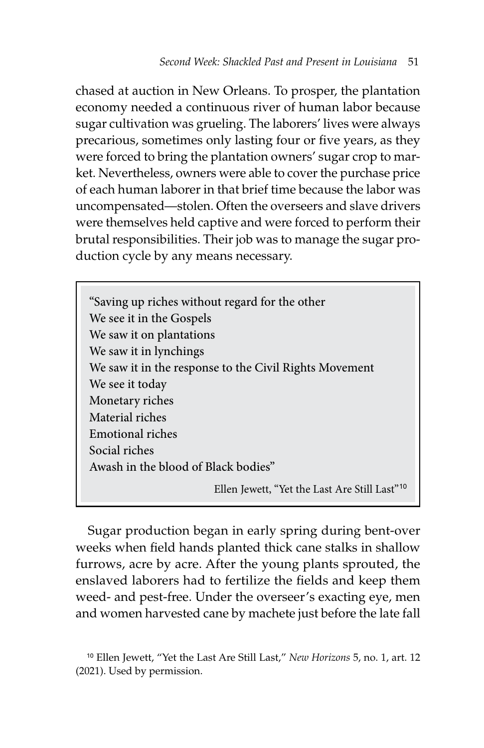chased at auction in New Orleans. To prosper, the plantation economy needed a continuous river of human labor because sugar cultivation was grueling. The laborers' lives were always precarious, sometimes only lasting four or five years, as they were forced to bring the plantation owners' sugar crop to market. Nevertheless, owners were able to cover the purchase price of each human laborer in that brief time because the labor was uncompensated—stolen. Often the overseers and slave drivers were themselves held captive and were forced to perform their brutal responsibilities. Their job was to manage the sugar production cycle by any means necessary.

> "Saving up riches without regard for the other
> We see it in the Gospels
> We saw it on plantations
> We saw it in lynchings
> We saw it in the response to the Civil Rights Movement
> We see it today
> Monetary riches
> Material riches
> Emotional riches
> Social riches
> Awash in the blood of Black bodies"
>
> Ellen Jewett, "Yet the Last Are Still Last"[10]

Sugar production began in early spring during bent-over weeks when field hands planted thick cane stalks in shallow furrows, acre by acre. After the young plants sprouted, the enslaved laborers had to fertilize the fields and keep them weed- and pest-free. Under the overseer's exacting eye, men and women harvested cane by machete just before the late fall

[10] Ellen Jewett, "Yet the Last Are Still Last," *New Horizons* 5, no. 1, art. 12 (2021). Used by permission.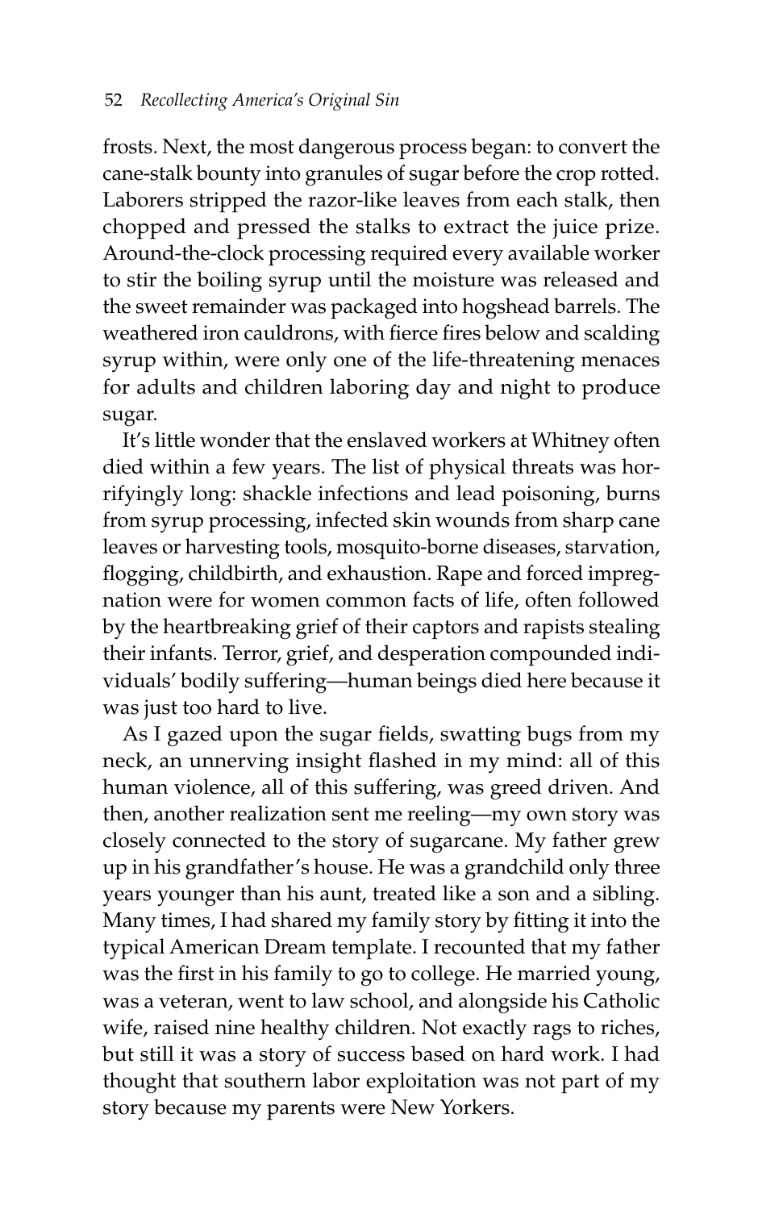frosts. Next, the most dangerous process began: to convert the cane-stalk bounty into granules of sugar before the crop rotted. Laborers stripped the razor-like leaves from each stalk, then chopped and pressed the stalks to extract the juice prize. Around-the-clock processing required every available worker to stir the boiling syrup until the moisture was released and the sweet remainder was packaged into hogshead barrels. The weathered iron cauldrons, with fierce fires below and scalding syrup within, were only one of the life-threatening menaces for adults and children laboring day and night to produce sugar.

It's little wonder that the enslaved workers at Whitney often died within a few years. The list of physical threats was horrifyingly long: shackle infections and lead poisoning, burns from syrup processing, infected skin wounds from sharp cane leaves or harvesting tools, mosquito-borne diseases, starvation, flogging, childbirth, and exhaustion. Rape and forced impregnation were for women common facts of life, often followed by the heartbreaking grief of their captors and rapists stealing their infants. Terror, grief, and desperation compounded individuals' bodily suffering—human beings died here because it was just too hard to live.

As I gazed upon the sugar fields, swatting bugs from my neck, an unnerving insight flashed in my mind: all of this human violence, all of this suffering, was greed driven. And then, another realization sent me reeling—my own story was closely connected to the story of sugarcane. My father grew up in his grandfather's house. He was a grandchild only three years younger than his aunt, treated like a son and a sibling. Many times, I had shared my family story by fitting it into the typical American Dream template. I recounted that my father was the first in his family to go to college. He married young, was a veteran, went to law school, and alongside his Catholic wife, raised nine healthy children. Not exactly rags to riches, but still it was a story of success based on hard work. I had thought that southern labor exploitation was not part of my story because my parents were New Yorkers.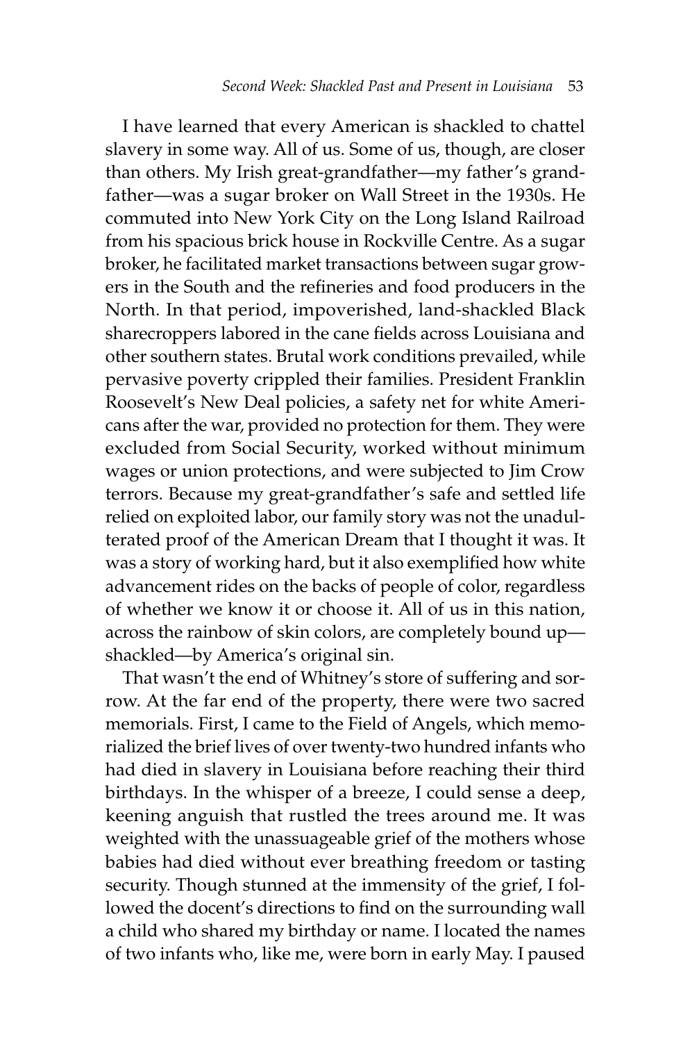I have learned that every American is shackled to chattel slavery in some way. All of us. Some of us, though, are closer than others. My Irish great-grandfather—my father's grandfather—was a sugar broker on Wall Street in the 1930s. He commuted into New York City on the Long Island Railroad from his spacious brick house in Rockville Centre. As a sugar broker, he facilitated market transactions between sugar growers in the South and the refineries and food producers in the North. In that period, impoverished, land-shackled Black sharecroppers labored in the cane fields across Louisiana and other southern states. Brutal work conditions prevailed, while pervasive poverty crippled their families. President Franklin Roosevelt's New Deal policies, a safety net for white Americans after the war, provided no protection for them. They were excluded from Social Security, worked without minimum wages or union protections, and were subjected to Jim Crow terrors. Because my great-grandfather's safe and settled life relied on exploited labor, our family story was not the unadulterated proof of the American Dream that I thought it was. It was a story of working hard, but it also exemplified how white advancement rides on the backs of people of color, regardless of whether we know it or choose it. All of us in this nation, across the rainbow of skin colors, are completely bound up—shackled—by America's original sin.

That wasn't the end of Whitney's store of suffering and sorrow. At the far end of the property, there were two sacred memorials. First, I came to the Field of Angels, which memorialized the brief lives of over twenty-two hundred infants who had died in slavery in Louisiana before reaching their third birthdays. In the whisper of a breeze, I could sense a deep, keening anguish that rustled the trees around me. It was weighted with the unassuageable grief of the mothers whose babies had died without ever breathing freedom or tasting security. Though stunned at the immensity of the grief, I followed the docent's directions to find on the surrounding wall a child who shared my birthday or name. I located the names of two infants who, like me, were born in early May. I paused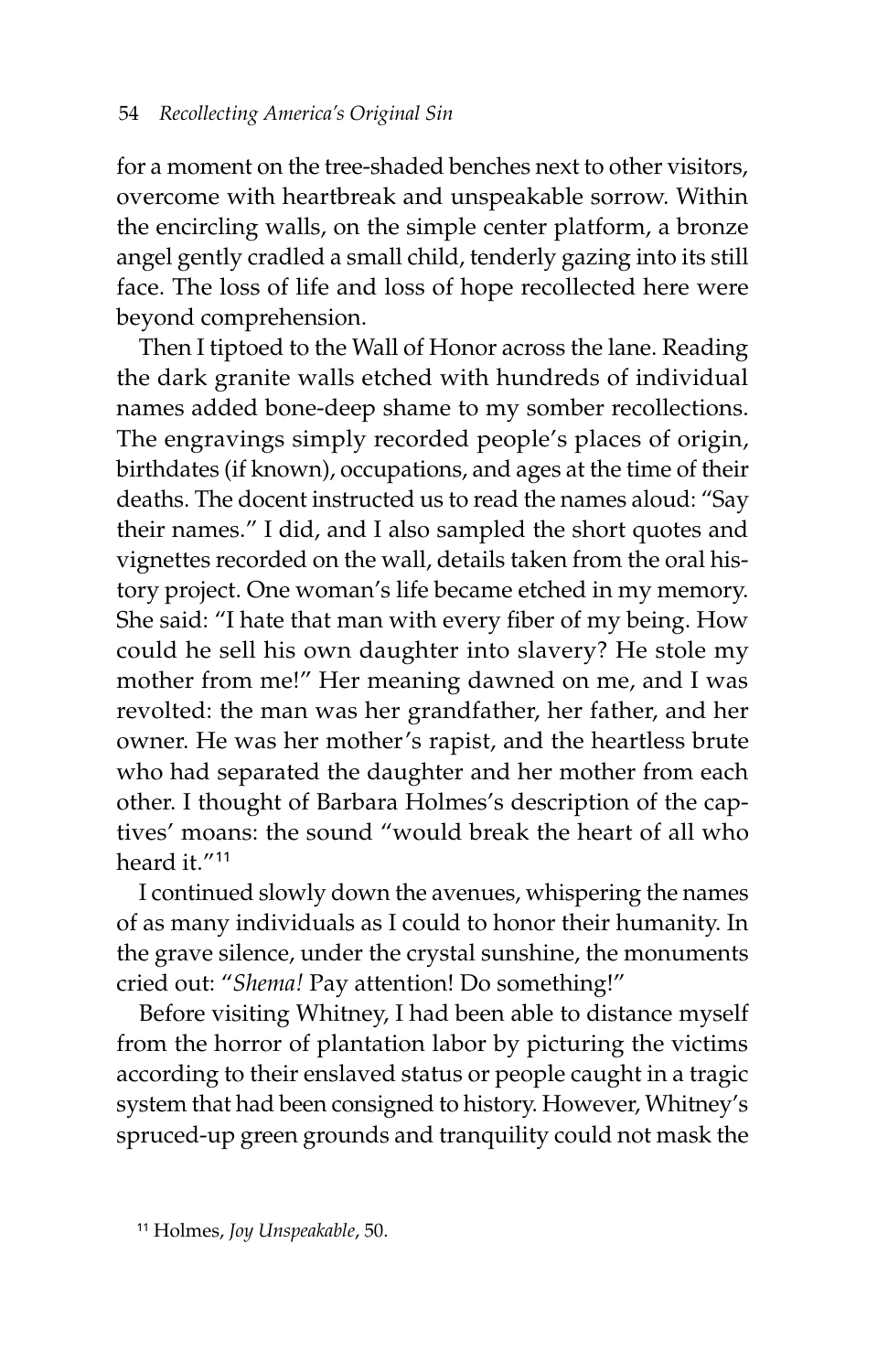for a moment on the tree-shaded benches next to other visitors, overcome with heartbreak and unspeakable sorrow. Within the encircling walls, on the simple center platform, a bronze angel gently cradled a small child, tenderly gazing into its still face. The loss of life and loss of hope recollected here were beyond comprehension.

Then I tiptoed to the Wall of Honor across the lane. Reading the dark granite walls etched with hundreds of individual names added bone-deep shame to my somber recollections. The engravings simply recorded people's places of origin, birthdates (if known), occupations, and ages at the time of their deaths. The docent instructed us to read the names aloud: "Say their names." I did, and I also sampled the short quotes and vignettes recorded on the wall, details taken from the oral history project. One woman's life became etched in my memory. She said: "I hate that man with every fiber of my being. How could he sell his own daughter into slavery? He stole my mother from me!" Her meaning dawned on me, and I was revolted: the man was her grandfather, her father, and her owner. He was her mother's rapist, and the heartless brute who had separated the daughter and her mother from each other. I thought of Barbara Holmes's description of the captives' moans: the sound "would break the heart of all who heard it."[11]

I continued slowly down the avenues, whispering the names of as many individuals as I could to honor their humanity. In the grave silence, under the crystal sunshine, the monuments cried out: "*Shema!* Pay attention! Do something!"

Before visiting Whitney, I had been able to distance myself from the horror of plantation labor by picturing the victims according to their enslaved status or people caught in a tragic system that had been consigned to history. However, Whitney's spruced-up green grounds and tranquility could not mask the

[11] Holmes, *Joy Unspeakable*, 50.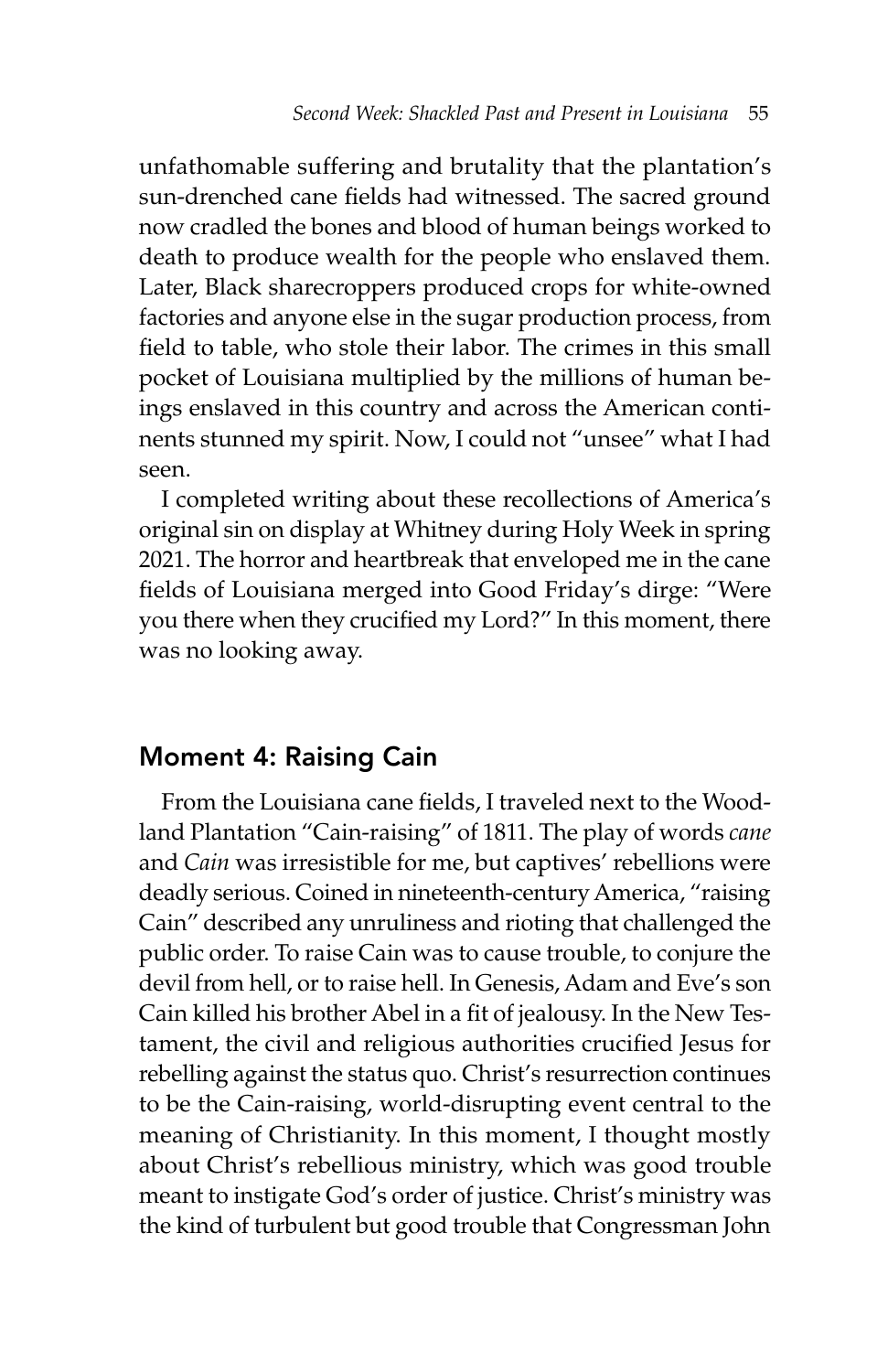unfathomable suffering and brutality that the plantation's sun-drenched cane fields had witnessed. The sacred ground now cradled the bones and blood of human beings worked to death to produce wealth for the people who enslaved them. Later, Black sharecroppers produced crops for white-owned factories and anyone else in the sugar production process, from field to table, who stole their labor. The crimes in this small pocket of Louisiana multiplied by the millions of human beings enslaved in this country and across the American continents stunned my spirit. Now, I could not "unsee" what I had seen.

I completed writing about these recollections of America's original sin on display at Whitney during Holy Week in spring 2021. The horror and heartbreak that enveloped me in the cane fields of Louisiana merged into Good Friday's dirge: "Were you there when they crucified my Lord?" In this moment, there was no looking away.

## Moment 4: Raising Cain

From the Louisiana cane fields, I traveled next to the Woodland Plantation "Cain-raising" of 1811. The play of words *cane* and *Cain* was irresistible for me, but captives' rebellions were deadly serious. Coined in nineteenth-century America, "raising Cain" described any unruliness and rioting that challenged the public order. To raise Cain was to cause trouble, to conjure the devil from hell, or to raise hell. In Genesis, Adam and Eve's son Cain killed his brother Abel in a fit of jealousy. In the New Testament, the civil and religious authorities crucified Jesus for rebelling against the status quo. Christ's resurrection continues to be the Cain-raising, world-disrupting event central to the meaning of Christianity. In this moment, I thought mostly about Christ's rebellious ministry, which was good trouble meant to instigate God's order of justice. Christ's ministry was the kind of turbulent but good trouble that Congressman John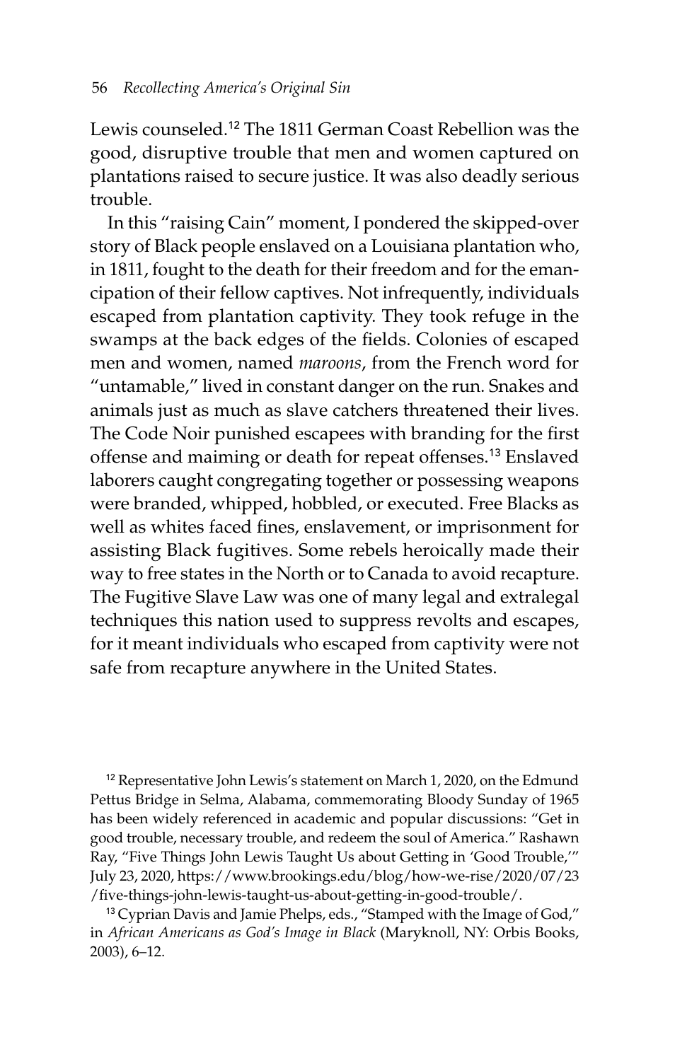Lewis counseled.[12] The 1811 German Coast Rebellion was the good, disruptive trouble that men and women captured on plantations raised to secure justice. It was also deadly serious trouble.

In this "raising Cain" moment, I pondered the skipped-over story of Black people enslaved on a Louisiana plantation who, in 1811, fought to the death for their freedom and for the emancipation of their fellow captives. Not infrequently, individuals escaped from plantation captivity. They took refuge in the swamps at the back edges of the fields. Colonies of escaped men and women, named *maroons*, from the French word for "untamable," lived in constant danger on the run. Snakes and animals just as much as slave catchers threatened their lives. The Code Noir punished escapees with branding for the first offense and maiming or death for repeat offenses.[13] Enslaved laborers caught congregating together or possessing weapons were branded, whipped, hobbled, or executed. Free Blacks as well as whites faced fines, enslavement, or imprisonment for assisting Black fugitives. Some rebels heroically made their way to free states in the North or to Canada to avoid recapture. The Fugitive Slave Law was one of many legal and extralegal techniques this nation used to suppress revolts and escapes, for it meant individuals who escaped from captivity were not safe from recapture anywhere in the United States.

---

[12] Representative John Lewis's statement on March 1, 2020, on the Edmund Pettus Bridge in Selma, Alabama, commemorating Bloody Sunday of 1965 has been widely referenced in academic and popular discussions: "Get in good trouble, necessary trouble, and redeem the soul of America." Rashawn Ray, "Five Things John Lewis Taught Us about Getting in 'Good Trouble,'" July 23, 2020, https://www.brookings.edu/blog/how-we-rise/2020/07/23/five-things-john-lewis-taught-us-about-getting-in-good-trouble/.

[13] Cyprian Davis and Jamie Phelps, eds., "Stamped with the Image of God," in *African Americans as God's Image in Black* (Maryknoll, NY: Orbis Books, 2003), 6–12.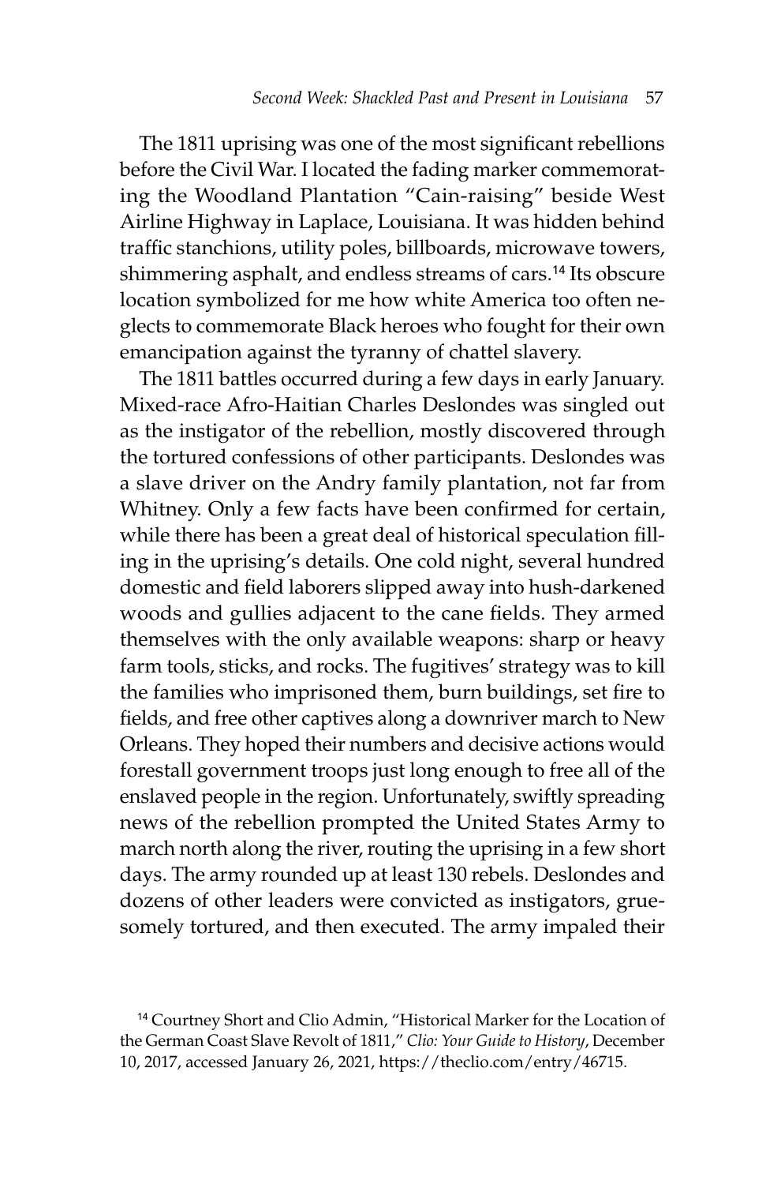The 1811 uprising was one of the most significant rebellions before the Civil War. I located the fading marker commemorating the Woodland Plantation "Cain-raising" beside West Airline Highway in Laplace, Louisiana. It was hidden behind traffic stanchions, utility poles, billboards, microwave towers, shimmering asphalt, and endless streams of cars.[14] Its obscure location symbolized for me how white America too often neglects to commemorate Black heroes who fought for their own emancipation against the tyranny of chattel slavery.

The 1811 battles occurred during a few days in early January. Mixed-race Afro-Haitian Charles Deslondes was singled out as the instigator of the rebellion, mostly discovered through the tortured confessions of other participants. Deslondes was a slave driver on the Andry family plantation, not far from Whitney. Only a few facts have been confirmed for certain, while there has been a great deal of historical speculation filling in the uprising's details. One cold night, several hundred domestic and field laborers slipped away into hush-darkened woods and gullies adjacent to the cane fields. They armed themselves with the only available weapons: sharp or heavy farm tools, sticks, and rocks. The fugitives' strategy was to kill the families who imprisoned them, burn buildings, set fire to fields, and free other captives along a downriver march to New Orleans. They hoped their numbers and decisive actions would forestall government troops just long enough to free all of the enslaved people in the region. Unfortunately, swiftly spreading news of the rebellion prompted the United States Army to march north along the river, routing the uprising in a few short days. The army rounded up at least 130 rebels. Deslondes and dozens of other leaders were convicted as instigators, gruesomely tortured, and then executed. The army impaled their

[14] Courtney Short and Clio Admin, "Historical Marker for the Location of the German Coast Slave Revolt of 1811," *Clio: Your Guide to History*, December 10, 2017, accessed January 26, 2021, https://theclio.com/entry/46715.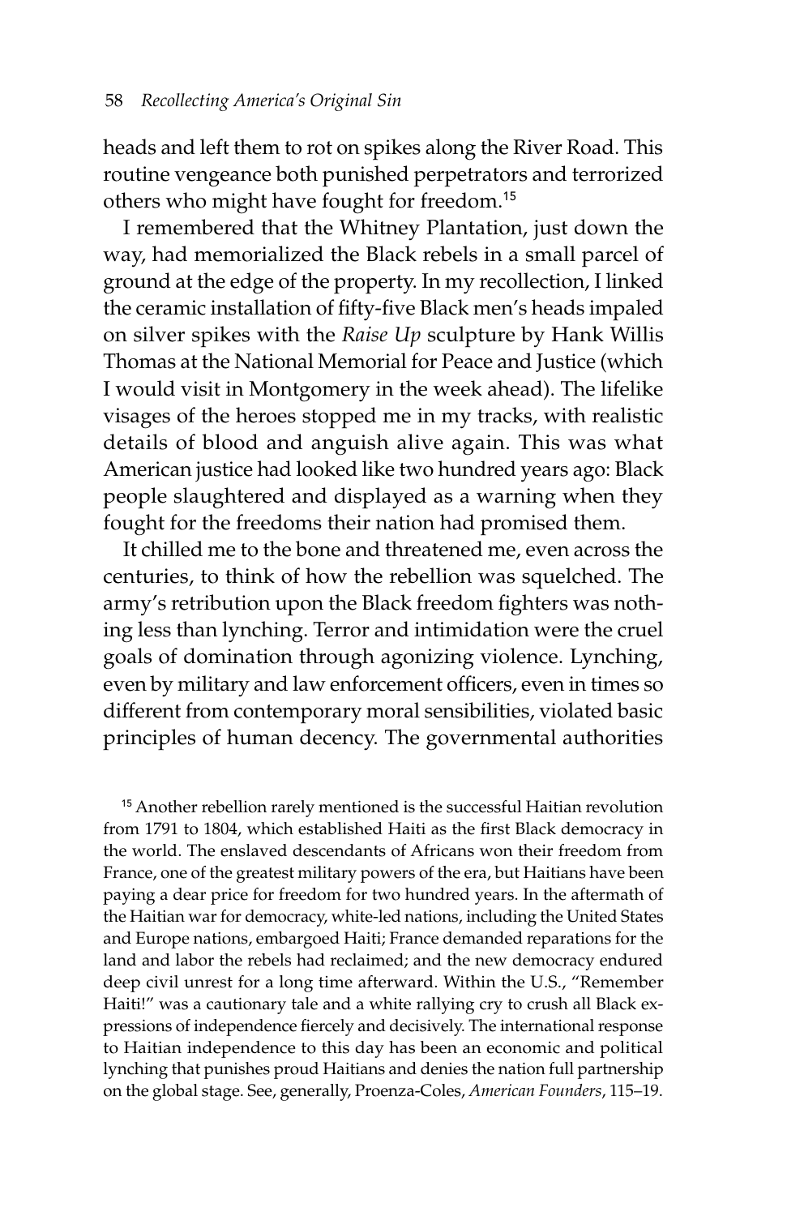heads and left them to rot on spikes along the River Road. This routine vengeance both punished perpetrators and terrorized others who might have fought for freedom.[15]

I remembered that the Whitney Plantation, just down the way, had memorialized the Black rebels in a small parcel of ground at the edge of the property. In my recollection, I linked the ceramic installation of fifty-five Black men's heads impaled on silver spikes with the *Raise Up* sculpture by Hank Willis Thomas at the National Memorial for Peace and Justice (which I would visit in Montgomery in the week ahead). The lifelike visages of the heroes stopped me in my tracks, with realistic details of blood and anguish alive again. This was what American justice had looked like two hundred years ago: Black people slaughtered and displayed as a warning when they fought for the freedoms their nation had promised them.

It chilled me to the bone and threatened me, even across the centuries, to think of how the rebellion was squelched. The army's retribution upon the Black freedom fighters was nothing less than lynching. Terror and intimidation were the cruel goals of domination through agonizing violence. Lynching, even by military and law enforcement officers, even in times so different from contemporary moral sensibilities, violated basic principles of human decency. The governmental authorities

[15] Another rebellion rarely mentioned is the successful Haitian revolution from 1791 to 1804, which established Haiti as the first Black democracy in the world. The enslaved descendants of Africans won their freedom from France, one of the greatest military powers of the era, but Haitians have been paying a dear price for freedom for two hundred years. In the aftermath of the Haitian war for democracy, white-led nations, including the United States and Europe nations, embargoed Haiti; France demanded reparations for the land and labor the rebels had reclaimed; and the new democracy endured deep civil unrest for a long time afterward. Within the U.S., "Remember Haiti!" was a cautionary tale and a white rallying cry to crush all Black expressions of independence fiercely and decisively. The international response to Haitian independence to this day has been an economic and political lynching that punishes proud Haitians and denies the nation full partnership on the global stage. See, generally, Proenza-Coles, *American Founders*, 115–19.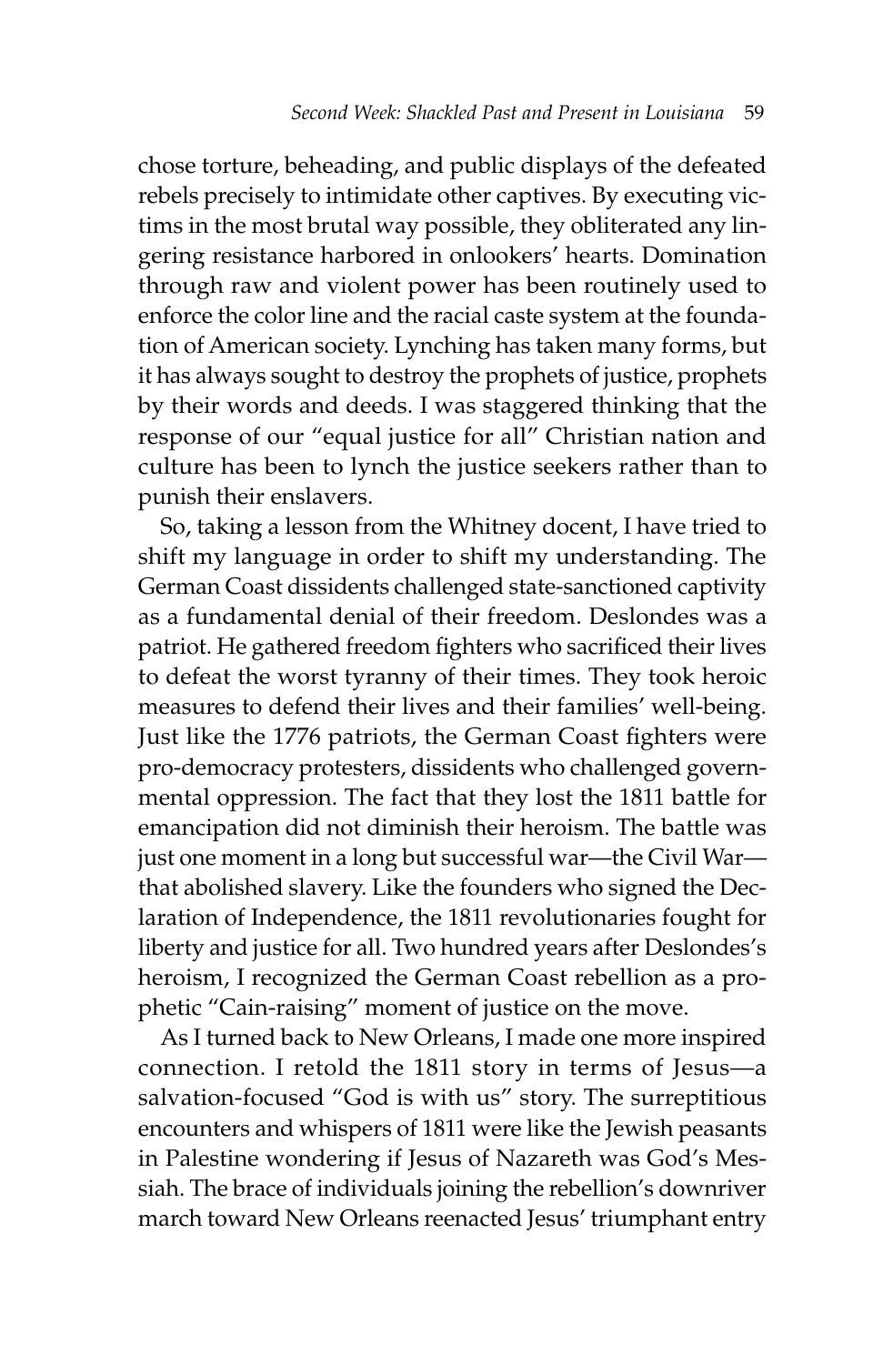chose torture, beheading, and public displays of the defeated rebels precisely to intimidate other captives. By executing victims in the most brutal way possible, they obliterated any lingering resistance harbored in onlookers' hearts. Domination through raw and violent power has been routinely used to enforce the color line and the racial caste system at the foundation of American society. Lynching has taken many forms, but it has always sought to destroy the prophets of justice, prophets by their words and deeds. I was staggered thinking that the response of our "equal justice for all" Christian nation and culture has been to lynch the justice seekers rather than to punish their enslavers.

So, taking a lesson from the Whitney docent, I have tried to shift my language in order to shift my understanding. The German Coast dissidents challenged state-sanctioned captivity as a fundamental denial of their freedom. Deslondes was a patriot. He gathered freedom fighters who sacrificed their lives to defeat the worst tyranny of their times. They took heroic measures to defend their lives and their families' well-being. Just like the 1776 patriots, the German Coast fighters were pro-democracy protesters, dissidents who challenged governmental oppression. The fact that they lost the 1811 battle for emancipation did not diminish their heroism. The battle was just one moment in a long but successful war—the Civil War—that abolished slavery. Like the founders who signed the Declaration of Independence, the 1811 revolutionaries fought for liberty and justice for all. Two hundred years after Deslondes's heroism, I recognized the German Coast rebellion as a prophetic "Cain-raising" moment of justice on the move.

As I turned back to New Orleans, I made one more inspired connection. I retold the 1811 story in terms of Jesus—a salvation-focused "God is with us" story. The surreptitious encounters and whispers of 1811 were like the Jewish peasants in Palestine wondering if Jesus of Nazareth was God's Messiah. The brace of individuals joining the rebellion's downriver march toward New Orleans reenacted Jesus' triumphant entry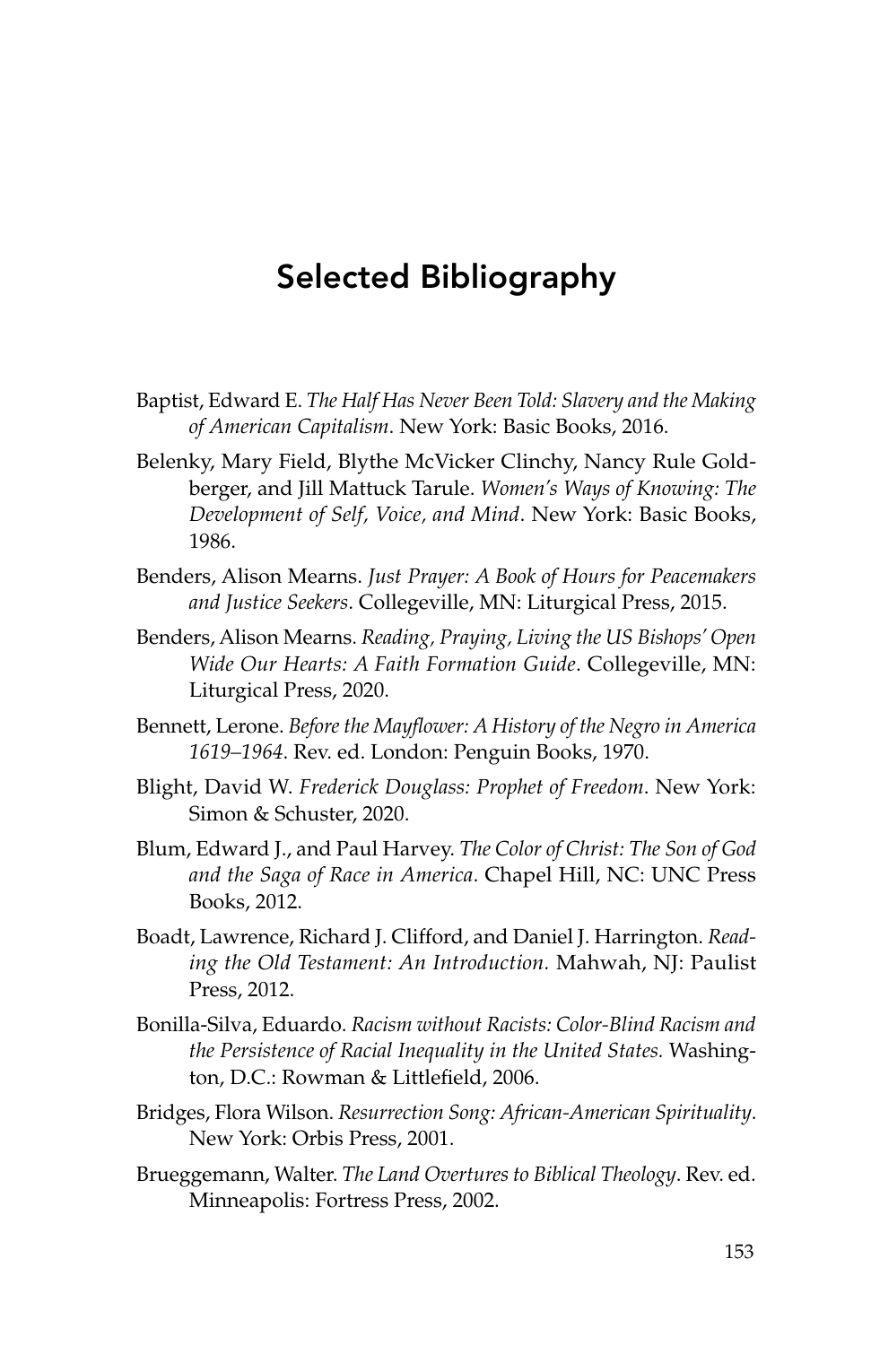# Selected Bibliography

Baptist, Edward E. *The Half Has Never Been Told: Slavery and the Making of American Capitalism*. New York: Basic Books, 2016.

Belenky, Mary Field, Blythe McVicker Clinchy, Nancy Rule Goldberger, and Jill Mattuck Tarule. *Women's Ways of Knowing: The Development of Self, Voice, and Mind*. New York: Basic Books, 1986.

Benders, Alison Mearns. *Just Prayer: A Book of Hours for Peacemakers and Justice Seekers*. Collegeville, MN: Liturgical Press, 2015.

Benders, Alison Mearns. *Reading, Praying, Living the US Bishops' Open Wide Our Hearts: A Faith Formation Guide*. Collegeville, MN: Liturgical Press, 2020.

Bennett, Lerone. *Before the Mayflower: A History of the Negro in America 1619–1964*. Rev. ed. London: Penguin Books, 1970.

Blight, David W. *Frederick Douglass: Prophet of Freedom*. New York: Simon & Schuster, 2020.

Blum, Edward J., and Paul Harvey. *The Color of Christ: The Son of God and the Saga of Race in America*. Chapel Hill, NC: UNC Press Books, 2012.

Boadt, Lawrence, Richard J. Clifford, and Daniel J. Harrington. *Reading the Old Testament: An Introduction.* Mahwah, NJ: Paulist Press, 2012.

Bonilla-Silva, Eduardo. *Racism without Racists: Color-Blind Racism and the Persistence of Racial Inequality in the United States.* Washington, D.C.: Rowman & Littlefield, 2006.

Bridges, Flora Wilson. *Resurrection Song: African-American Spirituality*. New York: Orbis Press, 2001.

Brueggemann, Walter. *The Land Overtures to Biblical Theology*. Rev. ed. Minneapolis: Fortress Press, 2002.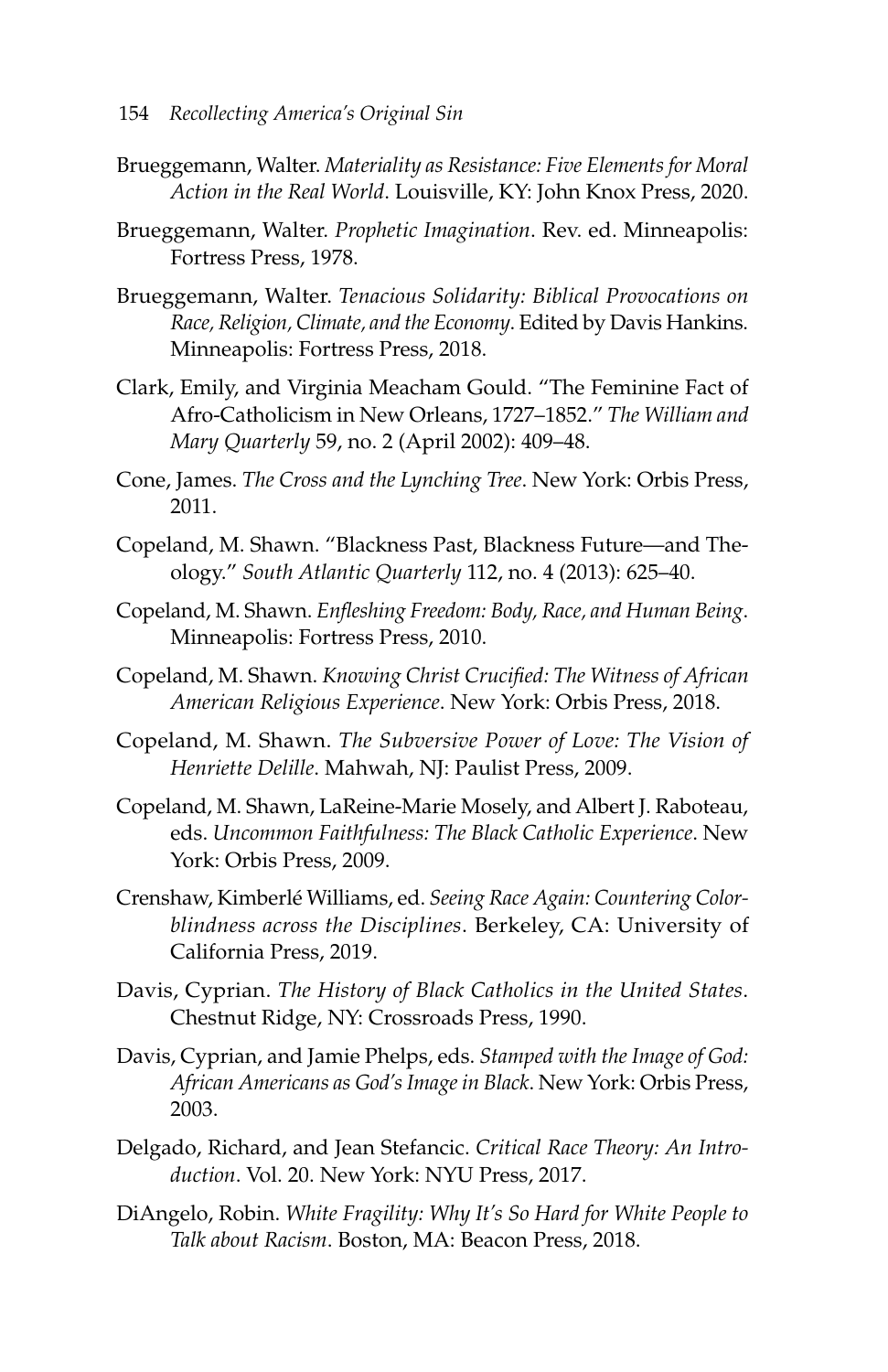Brueggemann, Walter. *Materiality as Resistance: Five Elements for Moral Action in the Real World*. Louisville, KY: John Knox Press, 2020.

Brueggemann, Walter. *Prophetic Imagination*. Rev. ed. Minneapolis: Fortress Press, 1978.

Brueggemann, Walter. *Tenacious Solidarity: Biblical Provocations on Race, Religion, Climate, and the Economy*. Edited by Davis Hankins. Minneapolis: Fortress Press, 2018.

Clark, Emily, and Virginia Meacham Gould. "The Feminine Fact of Afro-Catholicism in New Orleans, 1727–1852." *The William and Mary Quarterly* 59, no. 2 (April 2002): 409–48.

Cone, James. *The Cross and the Lynching Tree*. New York: Orbis Press, 2011.

Copeland, M. Shawn. "Blackness Past, Blackness Future—and Theology." *South Atlantic Quarterly* 112, no. 4 (2013): 625–40.

Copeland, M. Shawn. *Enfleshing Freedom: Body, Race, and Human Being*. Minneapolis: Fortress Press, 2010.

Copeland, M. Shawn. *Knowing Christ Crucified: The Witness of African American Religious Experience*. New York: Orbis Press, 2018.

Copeland, M. Shawn. *The Subversive Power of Love: The Vision of Henriette Delille*. Mahwah, NJ: Paulist Press, 2009.

Copeland, M. Shawn, LaReine-Marie Mosely, and Albert J. Raboteau, eds. *Uncommon Faithfulness: The Black Catholic Experience*. New York: Orbis Press, 2009.

Crenshaw, Kimberlé Williams, ed. *Seeing Race Again: Countering Colorblindness across the Disciplines*. Berkeley, CA: University of California Press, 2019.

Davis, Cyprian. *The History of Black Catholics in the United States*. Chestnut Ridge, NY: Crossroads Press, 1990.

Davis, Cyprian, and Jamie Phelps, eds. *Stamped with the Image of God: African Americans as God's Image in Black*. New York: Orbis Press, 2003.

Delgado, Richard, and Jean Stefancic. *Critical Race Theory: An Introduction*. Vol. 20. New York: NYU Press, 2017.

DiAngelo, Robin. *White Fragility: Why It's So Hard for White People to Talk about Racism*. Boston, MA: Beacon Press, 2018.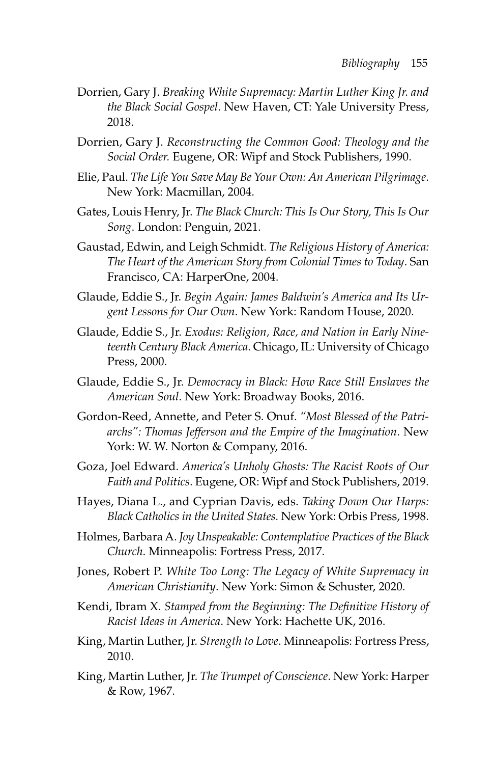Dorrien, Gary J. *Breaking White Supremacy: Martin Luther King Jr. and the Black Social Gospel*. New Haven, CT: Yale University Press, 2018.

Dorrien, Gary J. *Reconstructing the Common Good: Theology and the Social Order.* Eugene, OR: Wipf and Stock Publishers, 1990.

Elie, Paul. *The Life You Save May Be Your Own: An American Pilgrimage*. New York: Macmillan, 2004.

Gates, Louis Henry, Jr. *The Black Church: This Is Our Story, This Is Our Song*. London: Penguin, 2021.

Gaustad, Edwin, and Leigh Schmidt. *The Religious History of America: The Heart of the American Story from Colonial Times to Today*. San Francisco, CA: HarperOne, 2004.

Glaude, Eddie S., Jr. *Begin Again: James Baldwin's America and Its Urgent Lessons for Our Own*. New York: Random House, 2020.

Glaude, Eddie S., Jr. *Exodus: Religion, Race, and Nation in Early Nineteenth Century Black America*. Chicago, IL: University of Chicago Press, 2000.

Glaude, Eddie S., Jr. *Democracy in Black: How Race Still Enslaves the American Soul*. New York: Broadway Books, 2016.

Gordon-Reed, Annette, and Peter S. Onuf. *"Most Blessed of the Patriarchs": Thomas Jefferson and the Empire of the Imagination*. New York: W. W. Norton & Company, 2016.

Goza, Joel Edward. *America's Unholy Ghosts: The Racist Roots of Our Faith and Politics*. Eugene, OR: Wipf and Stock Publishers, 2019.

Hayes, Diana L., and Cyprian Davis, eds. *Taking Down Our Harps: Black Catholics in the United States.* New York: Orbis Press, 1998.

Holmes, Barbara A. *Joy Unspeakable: Contemplative Practices of the Black Church*. Minneapolis: Fortress Press, 2017.

Jones, Robert P. *White Too Long: The Legacy of White Supremacy in American Christianity*. New York: Simon & Schuster, 2020.

Kendi, Ibram X. *Stamped from the Beginning: The Definitive History of Racist Ideas in America*. New York: Hachette UK, 2016.

King, Martin Luther, Jr. *Strength to Love*. Minneapolis: Fortress Press, 2010.

King, Martin Luther, Jr. *The Trumpet of Conscience*. New York: Harper & Row, 1967.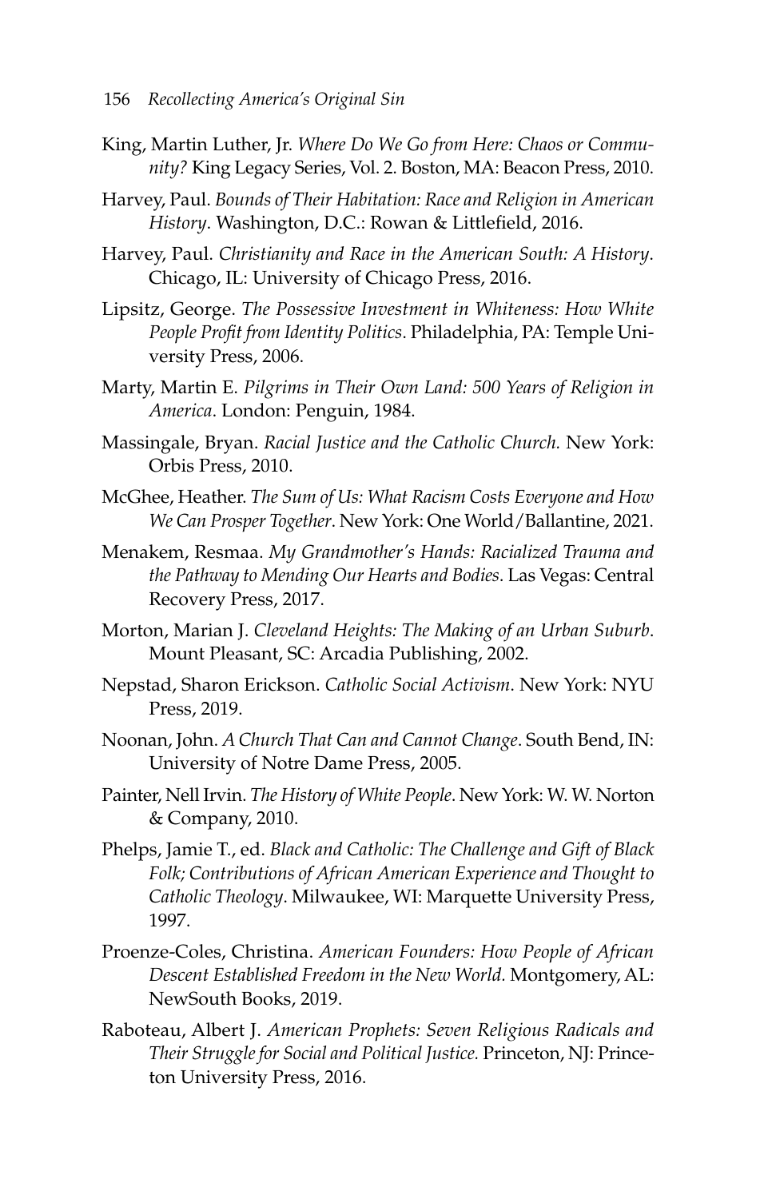King, Martin Luther, Jr. *Where Do We Go from Here: Chaos or Community?* King Legacy Series, Vol. 2. Boston, MA: Beacon Press, 2010.

Harvey, Paul. *Bounds of Their Habitation: Race and Religion in American History*. Washington, D.C.: Rowan & Littlefield, 2016.

Harvey, Paul. *Christianity and Race in the American South: A History*. Chicago, IL: University of Chicago Press, 2016.

Lipsitz, George. *The Possessive Investment in Whiteness: How White People Profit from Identity Politics*. Philadelphia, PA: Temple University Press, 2006.

Marty, Martin E. *Pilgrims in Their Own Land: 500 Years of Religion in America*. London: Penguin, 1984.

Massingale, Bryan. *Racial Justice and the Catholic Church.* New York: Orbis Press, 2010.

McGhee, Heather. *The Sum of Us: What Racism Costs Everyone and How We Can Prosper Together*. New York: One World/Ballantine, 2021.

Menakem, Resmaa. *My Grandmother's Hands: Racialized Trauma and the Pathway to Mending Our Hearts and Bodies*. Las Vegas: Central Recovery Press, 2017.

Morton, Marian J. *Cleveland Heights: The Making of an Urban Suburb*. Mount Pleasant, SC: Arcadia Publishing, 2002.

Nepstad, Sharon Erickson. *Catholic Social Activism*. New York: NYU Press, 2019.

Noonan, John. *A Church That Can and Cannot Change*. South Bend, IN: University of Notre Dame Press, 2005.

Painter, Nell Irvin. *The History of White People*. New York: W. W. Norton & Company, 2010.

Phelps, Jamie T., ed. *Black and Catholic: The Challenge and Gift of Black Folk; Contributions of African American Experience and Thought to Catholic Theology*. Milwaukee, WI: Marquette University Press, 1997.

Proenze-Coles, Christina. *American Founders: How People of African Descent Established Freedom in the New World.* Montgomery, AL: NewSouth Books, 2019.

Raboteau, Albert J. *American Prophets: Seven Religious Radicals and Their Struggle for Social and Political Justice.* Princeton, NJ: Princeton University Press, 2016.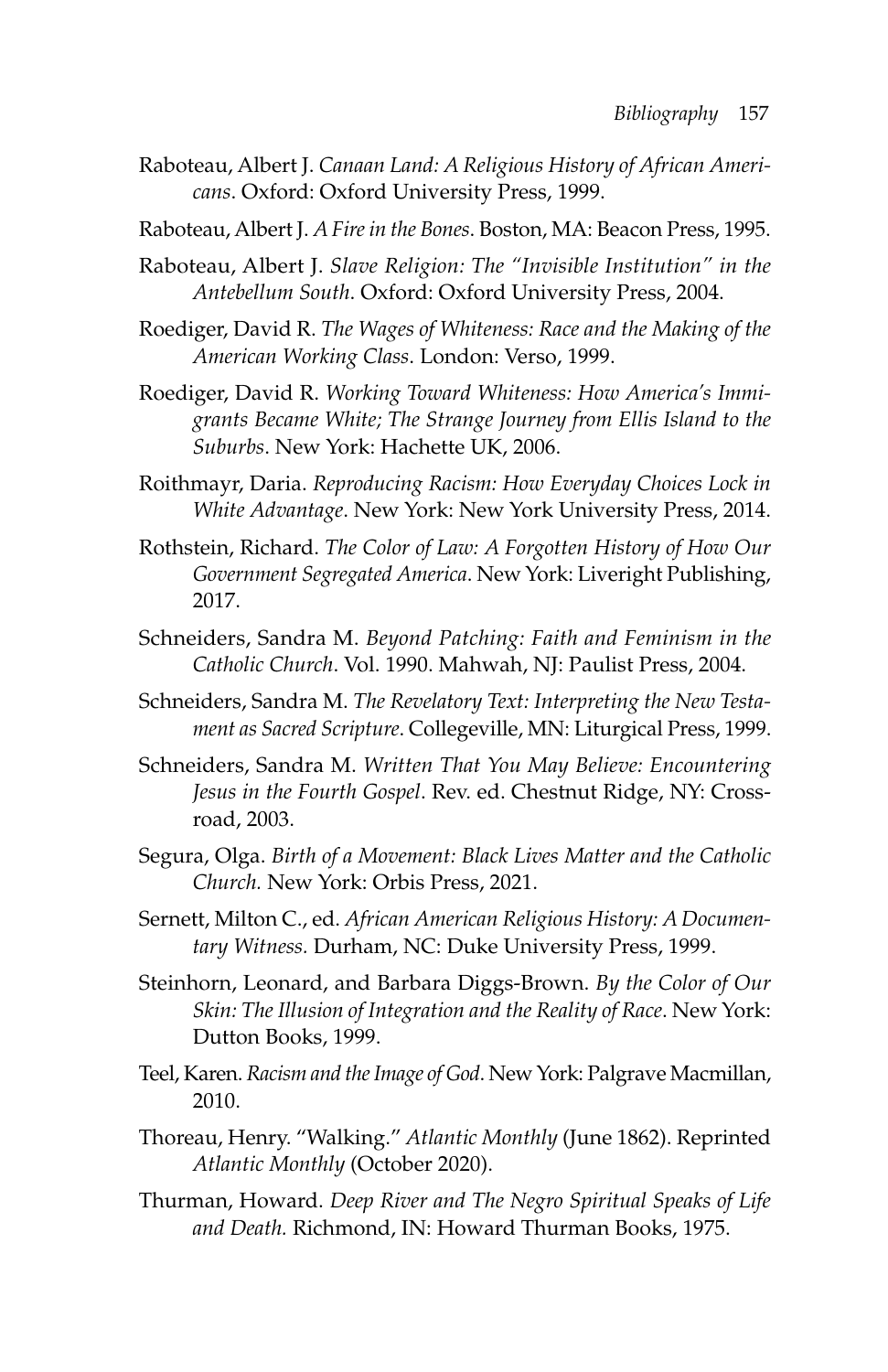Raboteau, Albert J. *Canaan Land: A Religious History of African Americans*. Oxford: Oxford University Press, 1999.

Raboteau, Albert J. *A Fire in the Bones*. Boston, MA: Beacon Press, 1995.

Raboteau, Albert J. *Slave Religion: The "Invisible Institution" in the Antebellum South*. Oxford: Oxford University Press, 2004.

Roediger, David R. *The Wages of Whiteness: Race and the Making of the American Working Class*. London: Verso, 1999.

Roediger, David R. *Working Toward Whiteness: How America's Immigrants Became White; The Strange Journey from Ellis Island to the Suburbs*. New York: Hachette UK, 2006.

Roithmayr, Daria. *Reproducing Racism: How Everyday Choices Lock in White Advantage*. New York: New York University Press, 2014.

Rothstein, Richard. *The Color of Law: A Forgotten History of How Our Government Segregated America*. New York: Liveright Publishing, 2017.

Schneiders, Sandra M. *Beyond Patching: Faith and Feminism in the Catholic Church*. Vol. 1990. Mahwah, NJ: Paulist Press, 2004.

Schneiders, Sandra M. *The Revelatory Text: Interpreting the New Testament as Sacred Scripture*. Collegeville, MN: Liturgical Press, 1999.

Schneiders, Sandra M. *Written That You May Believe: Encountering Jesus in the Fourth Gospel*. Rev. ed. Chestnut Ridge, NY: Crossroad, 2003.

Segura, Olga. *Birth of a Movement: Black Lives Matter and the Catholic Church.* New York: Orbis Press, 2021.

Sernett, Milton C., ed. *African American Religious History: A Documentary Witness.* Durham, NC: Duke University Press, 1999.

Steinhorn, Leonard, and Barbara Diggs-Brown. *By the Color of Our Skin: The Illusion of Integration and the Reality of Race*. New York: Dutton Books, 1999.

Teel, Karen. *Racism and the Image of God*. New York: Palgrave Macmillan, 2010.

Thoreau, Henry. "Walking." *Atlantic Monthly* (June 1862). Reprinted *Atlantic Monthly* (October 2020).

Thurman, Howard. *Deep River and The Negro Spiritual Speaks of Life and Death.* Richmond, IN: Howard Thurman Books, 1975.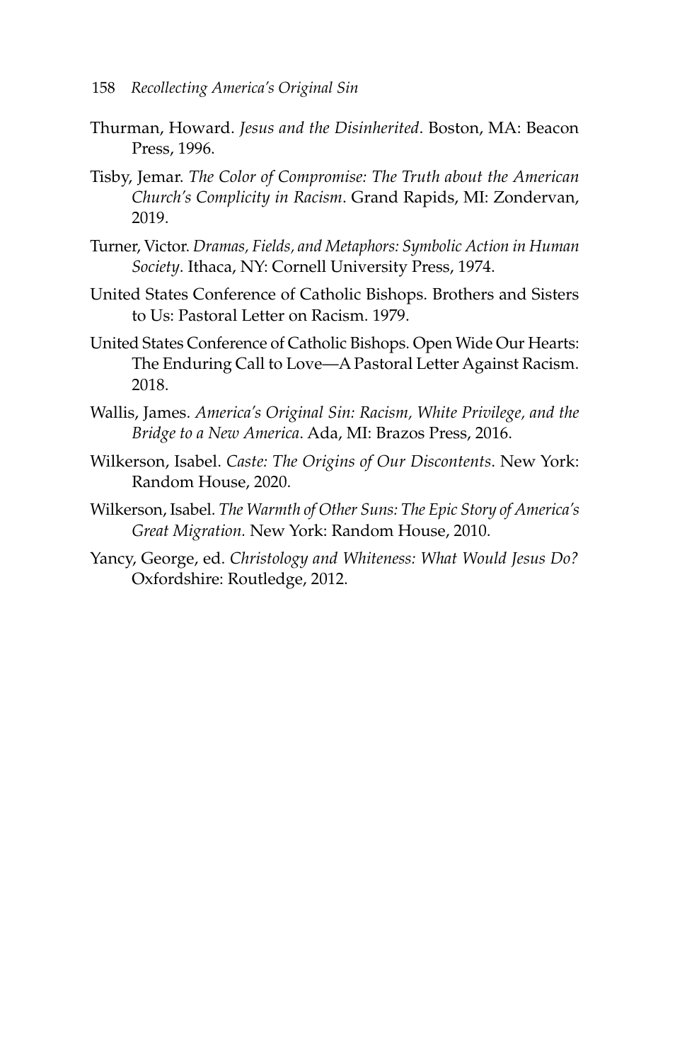Thurman, Howard. *Jesus and the Disinherited*. Boston, MA: Beacon Press, 1996.

Tisby, Jemar. *The Color of Compromise: The Truth about the American Church's Complicity in Racism*. Grand Rapids, MI: Zondervan, 2019.

Turner, Victor. *Dramas, Fields, and Metaphors: Symbolic Action in Human Society*. Ithaca, NY: Cornell University Press, 1974.

United States Conference of Catholic Bishops. Brothers and Sisters to Us: Pastoral Letter on Racism. 1979.

United States Conference of Catholic Bishops. Open Wide Our Hearts: The Enduring Call to Love—A Pastoral Letter Against Racism. 2018.

Wallis, James. *America's Original Sin: Racism, White Privilege, and the Bridge to a New America*. Ada, MI: Brazos Press, 2016.

Wilkerson, Isabel. *Caste: The Origins of Our Discontents*. New York: Random House, 2020.

Wilkerson, Isabel. *The Warmth of Other Suns: The Epic Story of America's Great Migration.* New York: Random House, 2010.

Yancy, George, ed. *Christology and Whiteness: What Would Jesus Do?* Oxfordshire: Routledge, 2012.